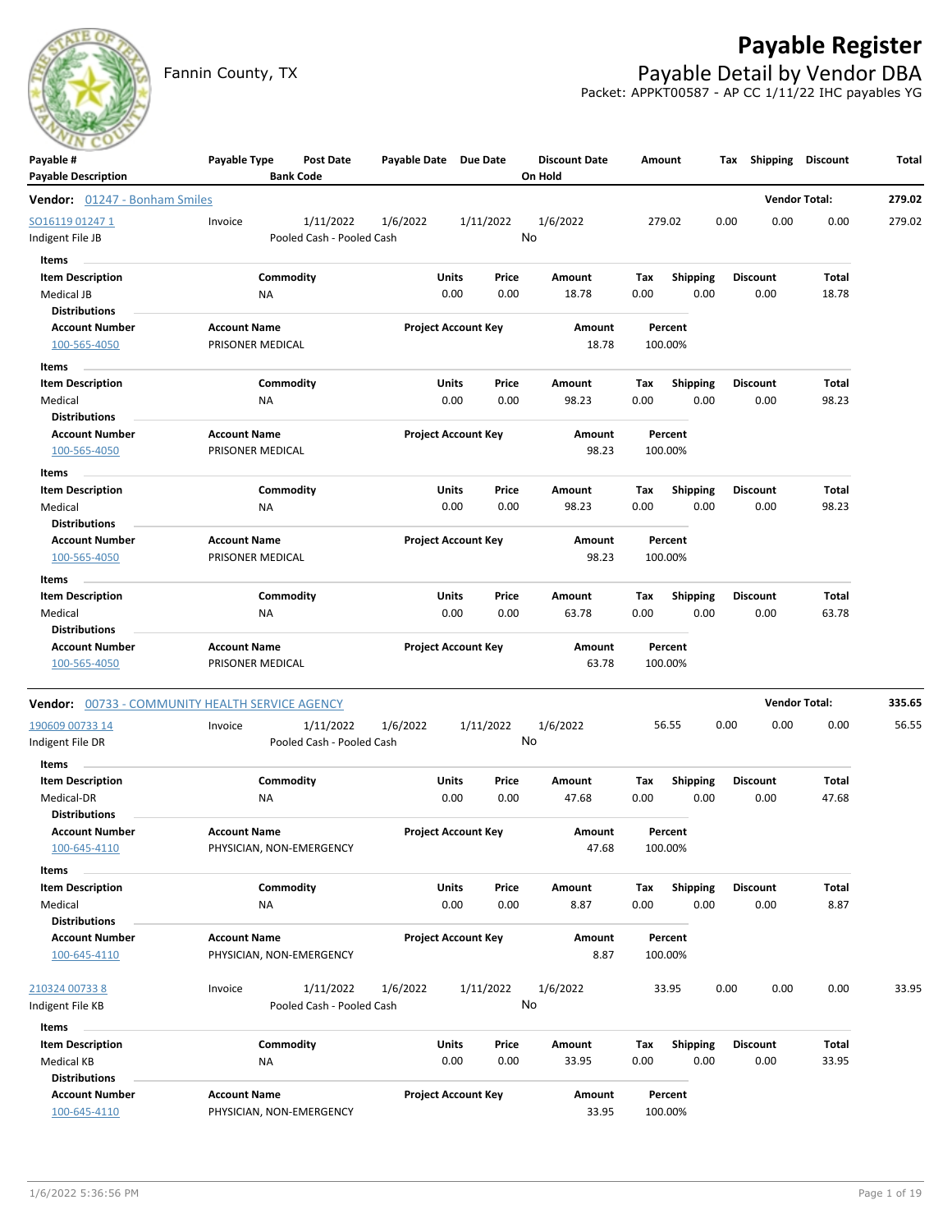# Payable Register

Fannin County, TX

## Payable Detail by Vendor DBA

Packet: APPKT00587 - AP CC 1/11/22 IHC payables YG

| Payable # / Payable Description | Payable Type | Post Date / Bank Code | Payable Date | Due Date | Discount Date / On Hold | Amount | Tax | Shipping | Discount | Total |
|---|---|---|---|---|---|---|---|---|---|---|

**Vendor: 01247 - Bonham Smiles** — Vendor Total: 279.02

| Payable # / Payable Description | Payable Type | Post Date / Bank Code | Payable Date | Due Date | Discount Date / On Hold | Amount | Tax | Shipping | Discount | Total |
|---|---|---|---|---|---|---|---|---|---|---|
| SO16119 01247 1 | Invoice | 1/11/2022 | 1/6/2022 | 1/11/2022 | 1/6/2022 | 279.02 | 0.00 | 0.00 | 0.00 | 279.02 |
| Indigent File JB | | Pooled Cash - Pooled Cash | | | No | | | | | |

Items

| Item Description | Commodity | Units | Price | Amount | Tax | Shipping | Discount | Total |
|---|---|---|---|---|---|---|---|---|
| Medical JB | NA | 0.00 | 0.00 | 18.78 | 0.00 | 0.00 | 0.00 | 18.78 |

Distributions

| Account Number | Account Name | Project Account Key | Amount | Percent |
|---|---|---|---|---|
| 100-565-4050 | PRISONER MEDICAL | | 18.78 | 100.00% |

Items

| Item Description | Commodity | Units | Price | Amount | Tax | Shipping | Discount | Total |
|---|---|---|---|---|---|---|---|---|
| Medical | NA | 0.00 | 0.00 | 98.23 | 0.00 | 0.00 | 0.00 | 98.23 |

Distributions

| Account Number | Account Name | Project Account Key | Amount | Percent |
|---|---|---|---|---|
| 100-565-4050 | PRISONER MEDICAL | | 98.23 | 100.00% |

Items

| Item Description | Commodity | Units | Price | Amount | Tax | Shipping | Discount | Total |
|---|---|---|---|---|---|---|---|---|
| Medical | NA | 0.00 | 0.00 | 98.23 | 0.00 | 0.00 | 0.00 | 98.23 |

Distributions

| Account Number | Account Name | Project Account Key | Amount | Percent |
|---|---|---|---|---|
| 100-565-4050 | PRISONER MEDICAL | | 98.23 | 100.00% |

Items

| Item Description | Commodity | Units | Price | Amount | Tax | Shipping | Discount | Total |
|---|---|---|---|---|---|---|---|---|
| Medical | NA | 0.00 | 0.00 | 63.78 | 0.00 | 0.00 | 0.00 | 63.78 |

Distributions

| Account Number | Account Name | Project Account Key | Amount | Percent |
|---|---|---|---|---|
| 100-565-4050 | PRISONER MEDICAL | | 63.78 | 100.00% |

**Vendor: 00733 - COMMUNITY HEALTH SERVICE AGENCY** — Vendor Total: 335.65

| Payable # / Payable Description | Payable Type | Post Date / Bank Code | Payable Date | Due Date | Discount Date / On Hold | Amount | Tax | Shipping | Discount | Total |
|---|---|---|---|---|---|---|---|---|---|---|
| 190609 00733 14 | Invoice | 1/11/2022 | 1/6/2022 | 1/11/2022 | 1/6/2022 | 56.55 | 0.00 | 0.00 | 0.00 | 56.55 |
| Indigent File DR | | Pooled Cash - Pooled Cash | | | No | | | | | |

Items

| Item Description | Commodity | Units | Price | Amount | Tax | Shipping | Discount | Total |
|---|---|---|---|---|---|---|---|---|
| Medical-DR | NA | 0.00 | 0.00 | 47.68 | 0.00 | 0.00 | 0.00 | 47.68 |

Distributions

| Account Number | Account Name | Project Account Key | Amount | Percent |
|---|---|---|---|---|
| 100-645-4110 | PHYSICIAN, NON-EMERGENCY | | 47.68 | 100.00% |

Items

| Item Description | Commodity | Units | Price | Amount | Tax | Shipping | Discount | Total |
|---|---|---|---|---|---|---|---|---|
| Medical | NA | 0.00 | 0.00 | 8.87 | 0.00 | 0.00 | 0.00 | 8.87 |

Distributions

| Account Number | Account Name | Project Account Key | Amount | Percent |
|---|---|---|---|---|
| 100-645-4110 | PHYSICIAN, NON-EMERGENCY | | 8.87 | 100.00% |

| Payable # / Payable Description | Payable Type | Post Date / Bank Code | Payable Date | Due Date | Discount Date / On Hold | Amount | Tax | Shipping | Discount | Total |
|---|---|---|---|---|---|---|---|---|---|---|
| 210324 00733 8 | Invoice | 1/11/2022 | 1/6/2022 | 1/11/2022 | 1/6/2022 | 33.95 | 0.00 | 0.00 | 0.00 | 33.95 |
| Indigent File KB | | Pooled Cash - Pooled Cash | | | No | | | | | |

Items

| Item Description | Commodity | Units | Price | Amount | Tax | Shipping | Discount | Total |
|---|---|---|---|---|---|---|---|---|
| Medical KB | NA | 0.00 | 0.00 | 33.95 | 0.00 | 0.00 | 0.00 | 33.95 |

Distributions

| Account Number | Account Name | Project Account Key | Amount | Percent |
|---|---|---|---|---|
| 100-645-4110 | PHYSICIAN, NON-EMERGENCY | | 33.95 | 100.00% |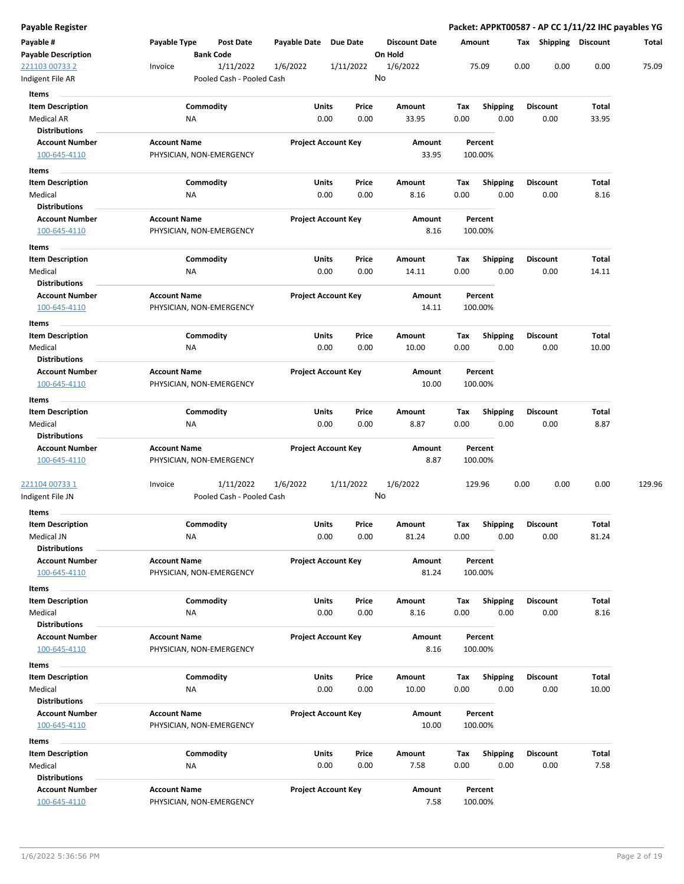**Payable Register** — **Packet: APPKT00587 - AP CC 1/11/22 IHC payables YG**

| Payable # | Payable Type | Post Date | Payable Date | Due Date | Discount Date | Amount | Tax | Shipping | Discount | Total |
|---|---|---|---|---|---|---|---|---|---|---|
| **Payable Description** | | **Bank Code** | | | **On Hold** | | | | | |
| 221103 00733 2 | Invoice | 1/11/2022 | 1/6/2022 | 1/11/2022 | 1/6/2022 | 75.09 | 0.00 | 0.00 | 0.00 | 75.09 |
| Indigent File AR | | Pooled Cash - Pooled Cash | | | No | | | | | |

**Items**

| Item Description | Commodity | Units | Price | Amount | Tax | Shipping | Discount | Total |
|---|---|---|---|---|---|---|---|---|
| Medical AR | NA | 0.00 | 0.00 | 33.95 | 0.00 | 0.00 | 0.00 | 33.95 |

**Distributions**

| Account Number | Account Name | Project Account Key | Amount | Percent |
|---|---|---|---|---|
| 100-645-4110 | PHYSICIAN, NON-EMERGENCY | | 33.95 | 100.00% |

**Items**

| Item Description | Commodity | Units | Price | Amount | Tax | Shipping | Discount | Total |
|---|---|---|---|---|---|---|---|---|
| Medical | NA | 0.00 | 0.00 | 8.16 | 0.00 | 0.00 | 0.00 | 8.16 |

**Distributions**

| Account Number | Account Name | Project Account Key | Amount | Percent |
|---|---|---|---|---|
| 100-645-4110 | PHYSICIAN, NON-EMERGENCY | | 8.16 | 100.00% |

**Items**

| Item Description | Commodity | Units | Price | Amount | Tax | Shipping | Discount | Total |
|---|---|---|---|---|---|---|---|---|
| Medical | NA | 0.00 | 0.00 | 14.11 | 0.00 | 0.00 | 0.00 | 14.11 |

**Distributions**

| Account Number | Account Name | Project Account Key | Amount | Percent |
|---|---|---|---|---|
| 100-645-4110 | PHYSICIAN, NON-EMERGENCY | | 14.11 | 100.00% |

**Items**

| Item Description | Commodity | Units | Price | Amount | Tax | Shipping | Discount | Total |
|---|---|---|---|---|---|---|---|---|
| Medical | NA | 0.00 | 0.00 | 10.00 | 0.00 | 0.00 | 0.00 | 10.00 |

**Distributions**

| Account Number | Account Name | Project Account Key | Amount | Percent |
|---|---|---|---|---|
| 100-645-4110 | PHYSICIAN, NON-EMERGENCY | | 10.00 | 100.00% |

**Items**

| Item Description | Commodity | Units | Price | Amount | Tax | Shipping | Discount | Total |
|---|---|---|---|---|---|---|---|---|
| Medical | NA | 0.00 | 0.00 | 8.87 | 0.00 | 0.00 | 0.00 | 8.87 |

**Distributions**

| Account Number | Account Name | Project Account Key | Amount | Percent |
|---|---|---|---|---|
| 100-645-4110 | PHYSICIAN, NON-EMERGENCY | | 8.87 | 100.00% |

| Payable # | Payable Type | Post Date | Payable Date | Due Date | Discount Date | Amount | Tax | Shipping | Discount | Total |
|---|---|---|---|---|---|---|---|---|---|---|
| 221104 00733 1 | Invoice | 1/11/2022 | 1/6/2022 | 1/11/2022 | 1/6/2022 | 129.96 | 0.00 | 0.00 | 0.00 | 129.96 |
| Indigent File JN | | Pooled Cash - Pooled Cash | | | No | | | | | |

**Items**

| Item Description | Commodity | Units | Price | Amount | Tax | Shipping | Discount | Total |
|---|---|---|---|---|---|---|---|---|
| Medical JN | NA | 0.00 | 0.00 | 81.24 | 0.00 | 0.00 | 0.00 | 81.24 |

**Distributions**

| Account Number | Account Name | Project Account Key | Amount | Percent |
|---|---|---|---|---|
| 100-645-4110 | PHYSICIAN, NON-EMERGENCY | | 81.24 | 100.00% |

**Items**

| Item Description | Commodity | Units | Price | Amount | Tax | Shipping | Discount | Total |
|---|---|---|---|---|---|---|---|---|
| Medical | NA | 0.00 | 0.00 | 8.16 | 0.00 | 0.00 | 0.00 | 8.16 |

**Distributions**

| Account Number | Account Name | Project Account Key | Amount | Percent |
|---|---|---|---|---|
| 100-645-4110 | PHYSICIAN, NON-EMERGENCY | | 8.16 | 100.00% |

**Items**

| Item Description | Commodity | Units | Price | Amount | Tax | Shipping | Discount | Total |
|---|---|---|---|---|---|---|---|---|
| Medical | NA | 0.00 | 0.00 | 10.00 | 0.00 | 0.00 | 0.00 | 10.00 |

**Distributions**

| Account Number | Account Name | Project Account Key | Amount | Percent |
|---|---|---|---|---|
| 100-645-4110 | PHYSICIAN, NON-EMERGENCY | | 10.00 | 100.00% |

**Items**

| Item Description | Commodity | Units | Price | Amount | Tax | Shipping | Discount | Total |
|---|---|---|---|---|---|---|---|---|
| Medical | NA | 0.00 | 0.00 | 7.58 | 0.00 | 0.00 | 0.00 | 7.58 |

**Distributions**

| Account Number | Account Name | Project Account Key | Amount | Percent |
|---|---|---|---|---|
| 100-645-4110 | PHYSICIAN, NON-EMERGENCY | | 7.58 | 100.00% |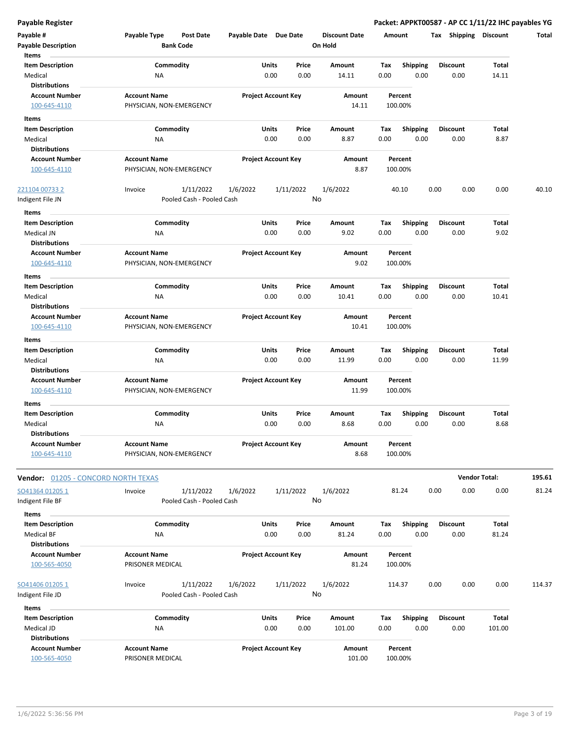**Payable Register** — **Packet: APPKT00587 - AP CC 1/11/22 IHC payables YG**

| Payable # | Payable Type | Post Date | Payable Date | Due Date | Discount Date | Amount | Tax | Shipping | Discount | Total |
|---|---|---|---|---|---|---|---|---|---|---|
| Payable Description | | Bank Code | | | On Hold | | | | | |

**Items**

| Item Description | Commodity | Units | Price | Amount | Tax | Shipping | Discount | Total |
|---|---|---|---|---|---|---|---|---|
| Medical | NA | 0.00 | 0.00 | 14.11 | 0.00 | 0.00 | 0.00 | 14.11 |

**Distributions**

| Account Number | Account Name | Project Account Key | Amount | Percent |
|---|---|---|---|---|
| 100-645-4110 | PHYSICIAN, NON-EMERGENCY | | 14.11 | 100.00% |

**Items**

| Item Description | Commodity | Units | Price | Amount | Tax | Shipping | Discount | Total |
|---|---|---|---|---|---|---|---|---|
| Medical | NA | 0.00 | 0.00 | 8.87 | 0.00 | 0.00 | 0.00 | 8.87 |

**Distributions**

| Account Number | Account Name | Project Account Key | Amount | Percent |
|---|---|---|---|---|
| 100-645-4110 | PHYSICIAN, NON-EMERGENCY | | 8.87 | 100.00% |

| Payable # | Payable Type | Post Date | Payable Date | Due Date | Discount Date | Amount | Tax | Shipping | Discount | Total |
|---|---|---|---|---|---|---|---|---|---|---|
| 221104 00733 2 | Invoice | 1/11/2022 | 1/6/2022 | 1/11/2022 | 1/6/2022 | 40.10 | 0.00 | 0.00 | 0.00 | 40.10 |
| Indigent File JN | | Pooled Cash - Pooled Cash | | | No | | | | | |

**Items**

| Item Description | Commodity | Units | Price | Amount | Tax | Shipping | Discount | Total |
|---|---|---|---|---|---|---|---|---|
| Medical JN | NA | 0.00 | 0.00 | 9.02 | 0.00 | 0.00 | 0.00 | 9.02 |

**Distributions**

| Account Number | Account Name | Project Account Key | Amount | Percent |
|---|---|---|---|---|
| 100-645-4110 | PHYSICIAN, NON-EMERGENCY | | 9.02 | 100.00% |

**Items**

| Item Description | Commodity | Units | Price | Amount | Tax | Shipping | Discount | Total |
|---|---|---|---|---|---|---|---|---|
| Medical | NA | 0.00 | 0.00 | 10.41 | 0.00 | 0.00 | 0.00 | 10.41 |

**Distributions**

| Account Number | Account Name | Project Account Key | Amount | Percent |
|---|---|---|---|---|
| 100-645-4110 | PHYSICIAN, NON-EMERGENCY | | 10.41 | 100.00% |

**Items**

| Item Description | Commodity | Units | Price | Amount | Tax | Shipping | Discount | Total |
|---|---|---|---|---|---|---|---|---|
| Medical | NA | 0.00 | 0.00 | 11.99 | 0.00 | 0.00 | 0.00 | 11.99 |

**Distributions**

| Account Number | Account Name | Project Account Key | Amount | Percent |
|---|---|---|---|---|
| 100-645-4110 | PHYSICIAN, NON-EMERGENCY | | 11.99 | 100.00% |

**Items**

| Item Description | Commodity | Units | Price | Amount | Tax | Shipping | Discount | Total |
|---|---|---|---|---|---|---|---|---|
| Medical | NA | 0.00 | 0.00 | 8.68 | 0.00 | 0.00 | 0.00 | 8.68 |

**Distributions**

| Account Number | Account Name | Project Account Key | Amount | Percent |
|---|---|---|---|---|
| 100-645-4110 | PHYSICIAN, NON-EMERGENCY | | 8.68 | 100.00% |

**Vendor Total: 195.61**

**Vendor: 01205 - CONCORD NORTH TEXAS**

| Payable # | Payable Type | Post Date | Payable Date | Due Date | Discount Date | Amount | Tax | Shipping | Discount | Total |
|---|---|---|---|---|---|---|---|---|---|---|
| SO41364 01205 1 | Invoice | 1/11/2022 | 1/6/2022 | 1/11/2022 | 1/6/2022 | 81.24 | 0.00 | 0.00 | 0.00 | 81.24 |
| Indigent File BF | | Pooled Cash - Pooled Cash | | | No | | | | | |

**Items**

| Item Description | Commodity | Units | Price | Amount | Tax | Shipping | Discount | Total |
|---|---|---|---|---|---|---|---|---|
| Medical BF | NA | 0.00 | 0.00 | 81.24 | 0.00 | 0.00 | 0.00 | 81.24 |

**Distributions**

| Account Number | Account Name | Project Account Key | Amount | Percent |
|---|---|---|---|---|
| 100-565-4050 | PRISONER MEDICAL | | 81.24 | 100.00% |

| Payable # | Payable Type | Post Date | Payable Date | Due Date | Discount Date | Amount | Tax | Shipping | Discount | Total |
|---|---|---|---|---|---|---|---|---|---|---|
| SO41406 01205 1 | Invoice | 1/11/2022 | 1/6/2022 | 1/11/2022 | 1/6/2022 | 114.37 | 0.00 | 0.00 | 0.00 | 114.37 |
| Indigent File JD | | Pooled Cash - Pooled Cash | | | No | | | | | |

**Items**

| Item Description | Commodity | Units | Price | Amount | Tax | Shipping | Discount | Total |
|---|---|---|---|---|---|---|---|---|
| Medical JD | NA | 0.00 | 0.00 | 101.00 | 0.00 | 0.00 | 0.00 | 101.00 |

**Distributions**

| Account Number | Account Name | Project Account Key | Amount | Percent |
|---|---|---|---|---|
| 100-565-4050 | PRISONER MEDICAL | | 101.00 | 100.00% |

1/6/2022 5:36:56 PM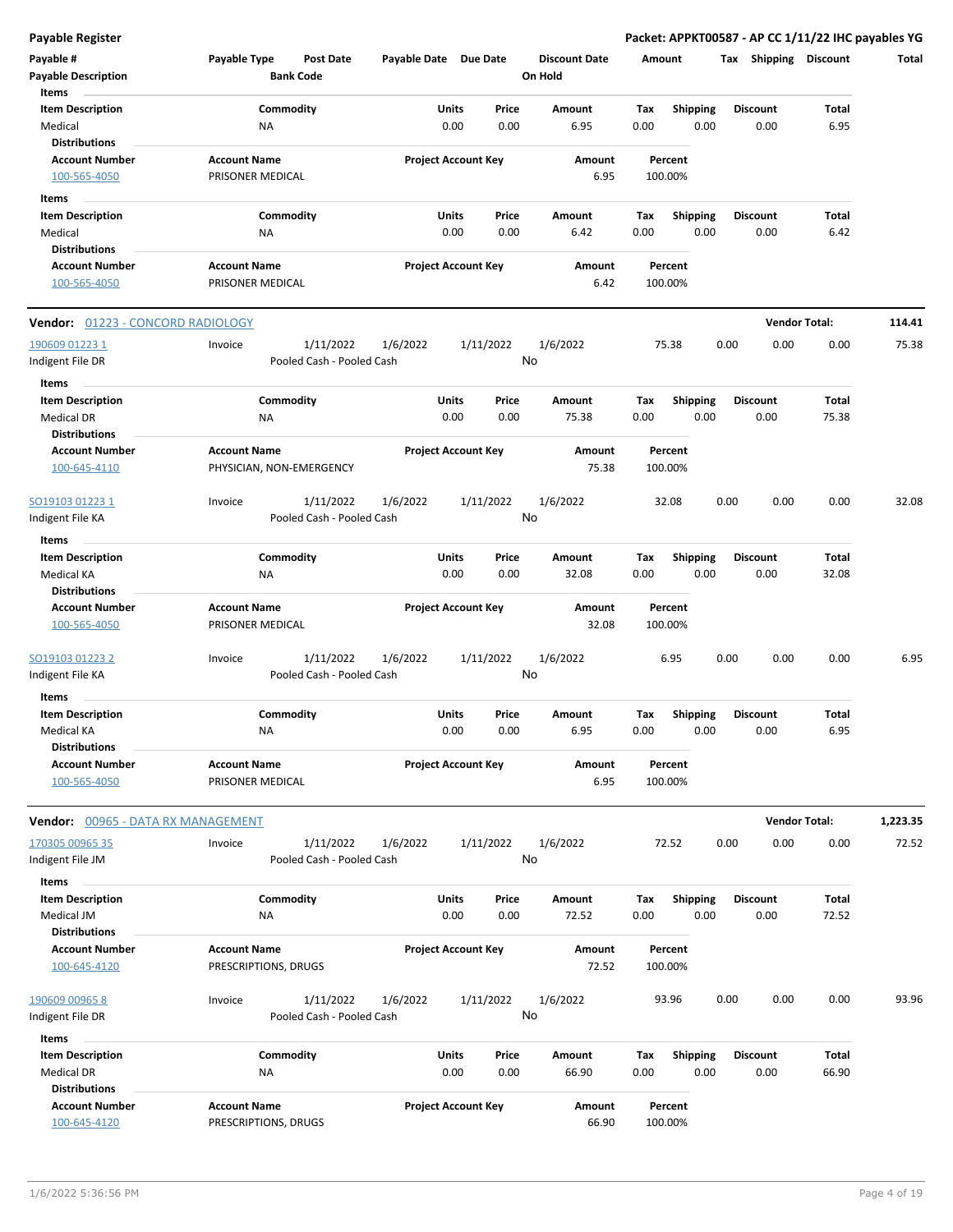## Payable Register

**Packet: APPKT00587 - AP CC 1/11/22 IHC payables YG**

| Payable # | Payable Type | Post Date | Payable Date | Due Date | Discount Date | Amount | Tax | Shipping | Discount | Total |
|---|---|---|---|---|---|---|---|---|---|---|
| Payable Description | | Bank Code | | | On Hold | | | | | |

**Items**

| Item Description | Commodity | Units | Price | Amount | Tax | Shipping | Discount | Total |
|---|---|---|---|---|---|---|---|---|
| Medical | NA | 0.00 | 0.00 | 6.95 | 0.00 | 0.00 | 0.00 | 6.95 |

**Distributions**

| Account Number | Account Name | Project Account Key | Amount | Percent |
|---|---|---|---|---|
| 100-565-4050 | PRISONER MEDICAL | | 6.95 | 100.00% |

**Items**

| Item Description | Commodity | Units | Price | Amount | Tax | Shipping | Discount | Total |
|---|---|---|---|---|---|---|---|---|
| Medical | NA | 0.00 | 0.00 | 6.42 | 0.00 | 0.00 | 0.00 | 6.42 |

**Distributions**

| Account Number | Account Name | Project Account Key | Amount | Percent |
|---|---|---|---|---|
| 100-565-4050 | PRISONER MEDICAL | | 6.42 | 100.00% |

---

### Vendor: 01223 - CONCORD RADIOLOGY — Vendor Total: 114.41

| Payable # | Payable Type | Post Date | Payable Date | Due Date | Discount Date | Amount | Tax | Shipping | Discount | Total |
|---|---|---|---|---|---|---|---|---|---|---|
| 190609 01223 1 | Invoice | 1/11/2022 | 1/6/2022 | 1/11/2022 | 1/6/2022 | 75.38 | 0.00 | 0.00 | 0.00 | 75.38 |
| Indigent File DR | | Pooled Cash - Pooled Cash | | | No | | | | | |

**Items**

| Item Description | Commodity | Units | Price | Amount | Tax | Shipping | Discount | Total |
|---|---|---|---|---|---|---|---|---|
| Medical DR | NA | 0.00 | 0.00 | 75.38 | 0.00 | 0.00 | 0.00 | 75.38 |

**Distributions**

| Account Number | Account Name | Project Account Key | Amount | Percent |
|---|---|---|---|---|
| 100-645-4110 | PHYSICIAN, NON-EMERGENCY | | 75.38 | 100.00% |

| Payable # | Payable Type | Post Date | Payable Date | Due Date | Discount Date | Amount | Tax | Shipping | Discount | Total |
|---|---|---|---|---|---|---|---|---|---|---|
| SO19103 01223 1 | Invoice | 1/11/2022 | 1/6/2022 | 1/11/2022 | 1/6/2022 | 32.08 | 0.00 | 0.00 | 0.00 | 32.08 |
| Indigent File KA | | Pooled Cash - Pooled Cash | | | No | | | | | |

**Items**

| Item Description | Commodity | Units | Price | Amount | Tax | Shipping | Discount | Total |
|---|---|---|---|---|---|---|---|---|
| Medical KA | NA | 0.00 | 0.00 | 32.08 | 0.00 | 0.00 | 0.00 | 32.08 |

**Distributions**

| Account Number | Account Name | Project Account Key | Amount | Percent |
|---|---|---|---|---|
| 100-565-4050 | PRISONER MEDICAL | | 32.08 | 100.00% |

| Payable # | Payable Type | Post Date | Payable Date | Due Date | Discount Date | Amount | Tax | Shipping | Discount | Total |
|---|---|---|---|---|---|---|---|---|---|---|
| SO19103 01223 2 | Invoice | 1/11/2022 | 1/6/2022 | 1/11/2022 | 1/6/2022 | 6.95 | 0.00 | 0.00 | 0.00 | 6.95 |
| Indigent File KA | | Pooled Cash - Pooled Cash | | | No | | | | | |

**Items**

| Item Description | Commodity | Units | Price | Amount | Tax | Shipping | Discount | Total |
|---|---|---|---|---|---|---|---|---|
| Medical KA | NA | 0.00 | 0.00 | 6.95 | 0.00 | 0.00 | 0.00 | 6.95 |

**Distributions**

| Account Number | Account Name | Project Account Key | Amount | Percent |
|---|---|---|---|---|
| 100-565-4050 | PRISONER MEDICAL | | 6.95 | 100.00% |

---

### Vendor: 00965 - DATA RX MANAGEMENT — Vendor Total: 1,223.35

| Payable # | Payable Type | Post Date | Payable Date | Due Date | Discount Date | Amount | Tax | Shipping | Discount | Total |
|---|---|---|---|---|---|---|---|---|---|---|
| 170305 00965 35 | Invoice | 1/11/2022 | 1/6/2022 | 1/11/2022 | 1/6/2022 | 72.52 | 0.00 | 0.00 | 0.00 | 72.52 |
| Indigent File JM | | Pooled Cash - Pooled Cash | | | No | | | | | |

**Items**

| Item Description | Commodity | Units | Price | Amount | Tax | Shipping | Discount | Total |
|---|---|---|---|---|---|---|---|---|
| Medical JM | NA | 0.00 | 0.00 | 72.52 | 0.00 | 0.00 | 0.00 | 72.52 |

**Distributions**

| Account Number | Account Name | Project Account Key | Amount | Percent |
|---|---|---|---|---|
| 100-645-4120 | PRESCRIPTIONS, DRUGS | | 72.52 | 100.00% |

| Payable # | Payable Type | Post Date | Payable Date | Due Date | Discount Date | Amount | Tax | Shipping | Discount | Total |
|---|---|---|---|---|---|---|---|---|---|---|
| 190609 00965 8 | Invoice | 1/11/2022 | 1/6/2022 | 1/11/2022 | 1/6/2022 | 93.96 | 0.00 | 0.00 | 0.00 | 93.96 |
| Indigent File DR | | Pooled Cash - Pooled Cash | | | No | | | | | |

**Items**

| Item Description | Commodity | Units | Price | Amount | Tax | Shipping | Discount | Total |
|---|---|---|---|---|---|---|---|---|
| Medical DR | NA | 0.00 | 0.00 | 66.90 | 0.00 | 0.00 | 0.00 | 66.90 |

**Distributions**

| Account Number | Account Name | Project Account Key | Amount | Percent |
|---|---|---|---|---|
| 100-645-4120 | PRESCRIPTIONS, DRUGS | | 66.90 | 100.00% |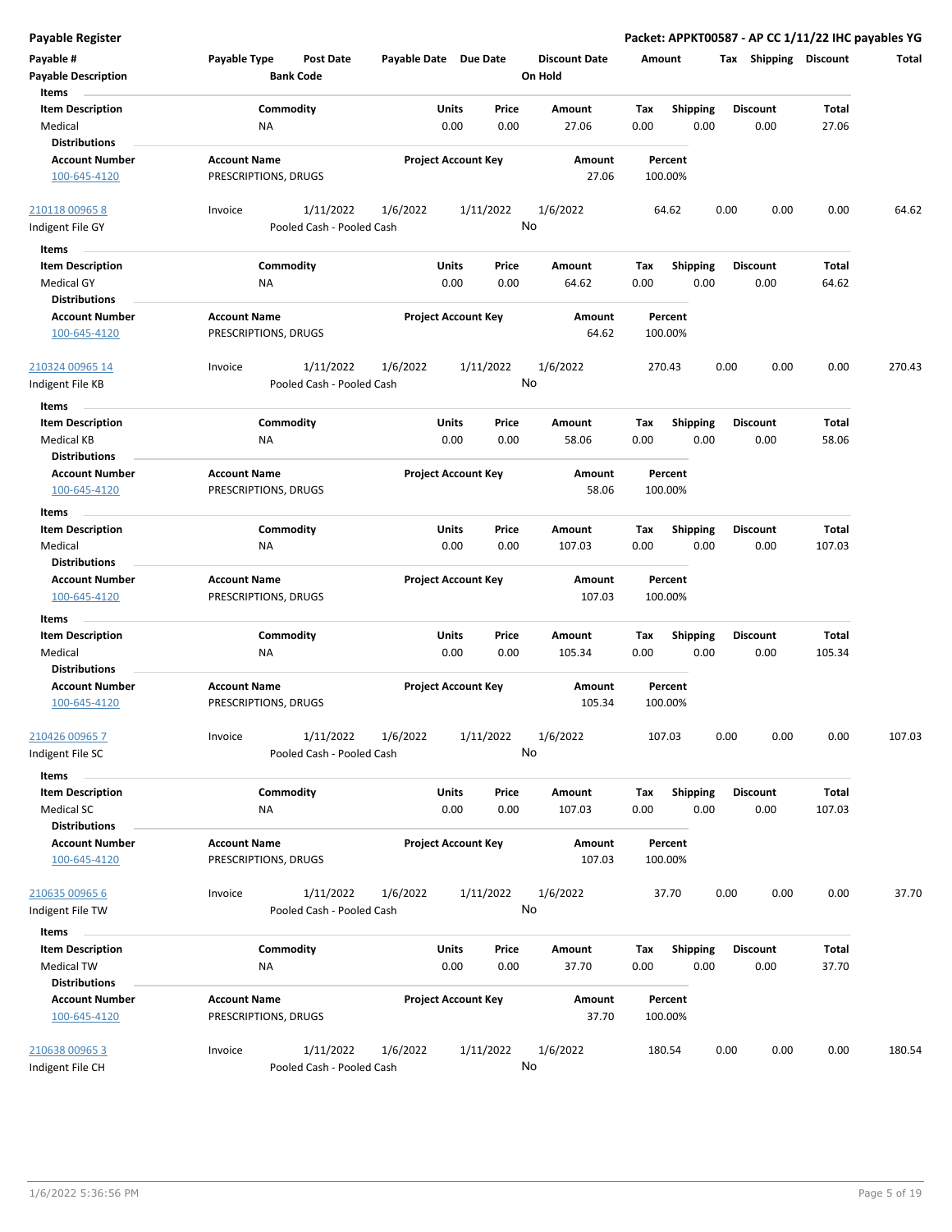**Payable Register** — **Packet: APPKT00587 - AP CC 1/11/22 IHC payables YG**

| Payable # | Payable Type | Post Date | Payable Date | Due Date | Discount Date | Amount | Tax | Shipping | Discount | Total |
|---|---|---|---|---|---|---|---|---|---|---|
| **Payable Description** | | **Bank Code** | | | **On Hold** | | | | | |

**Items**

| Item Description | Commodity | Units | Price | Amount | Tax | Shipping | Discount | Total |
|---|---|---|---|---|---|---|---|---|
| Medical | NA | 0.00 | 0.00 | 27.06 | 0.00 | 0.00 | 0.00 | 27.06 |

**Distributions**

| Account Number | Account Name | Project Account Key | Amount | Percent |
|---|---|---|---|---|
| 100-645-4120 | PRESCRIPTIONS, DRUGS | | 27.06 | 100.00% |

---

| Payable # | Payable Type | Post Date | Payable Date | Due Date | Discount Date | Amount | Tax | Shipping | Discount | Total |
|---|---|---|---|---|---|---|---|---|---|---|
| 210118 00965 8 | Invoice | 1/11/2022 | 1/6/2022 | 1/11/2022 | 1/6/2022 | 64.62 | 0.00 | 0.00 | 0.00 | 64.62 |
| Indigent File GY | | Pooled Cash - Pooled Cash | | | No | | | | | |

**Items**

| Item Description | Commodity | Units | Price | Amount | Tax | Shipping | Discount | Total |
|---|---|---|---|---|---|---|---|---|
| Medical GY | NA | 0.00 | 0.00 | 64.62 | 0.00 | 0.00 | 0.00 | 64.62 |

**Distributions**

| Account Number | Account Name | Project Account Key | Amount | Percent |
|---|---|---|---|---|
| 100-645-4120 | PRESCRIPTIONS, DRUGS | | 64.62 | 100.00% |

---

| Payable # | Payable Type | Post Date | Payable Date | Due Date | Discount Date | Amount | Tax | Shipping | Discount | Total |
|---|---|---|---|---|---|---|---|---|---|---|
| 210324 00965 14 | Invoice | 1/11/2022 | 1/6/2022 | 1/11/2022 | 1/6/2022 | 270.43 | 0.00 | 0.00 | 0.00 | 270.43 |
| Indigent File KB | | Pooled Cash - Pooled Cash | | | No | | | | | |

**Items**

| Item Description | Commodity | Units | Price | Amount | Tax | Shipping | Discount | Total |
|---|---|---|---|---|---|---|---|---|
| Medical KB | NA | 0.00 | 0.00 | 58.06 | 0.00 | 0.00 | 0.00 | 58.06 |

**Distributions**

| Account Number | Account Name | Project Account Key | Amount | Percent |
|---|---|---|---|---|
| 100-645-4120 | PRESCRIPTIONS, DRUGS | | 58.06 | 100.00% |

**Items**

| Item Description | Commodity | Units | Price | Amount | Tax | Shipping | Discount | Total |
|---|---|---|---|---|---|---|---|---|
| Medical | NA | 0.00 | 0.00 | 107.03 | 0.00 | 0.00 | 0.00 | 107.03 |

**Distributions**

| Account Number | Account Name | Project Account Key | Amount | Percent |
|---|---|---|---|---|
| 100-645-4120 | PRESCRIPTIONS, DRUGS | | 107.03 | 100.00% |

**Items**

| Item Description | Commodity | Units | Price | Amount | Tax | Shipping | Discount | Total |
|---|---|---|---|---|---|---|---|---|
| Medical | NA | 0.00 | 0.00 | 105.34 | 0.00 | 0.00 | 0.00 | 105.34 |

**Distributions**

| Account Number | Account Name | Project Account Key | Amount | Percent |
|---|---|---|---|---|
| 100-645-4120 | PRESCRIPTIONS, DRUGS | | 105.34 | 100.00% |

---

| Payable # | Payable Type | Post Date | Payable Date | Due Date | Discount Date | Amount | Tax | Shipping | Discount | Total |
|---|---|---|---|---|---|---|---|---|---|---|
| 210426 00965 7 | Invoice | 1/11/2022 | 1/6/2022 | 1/11/2022 | 1/6/2022 | 107.03 | 0.00 | 0.00 | 0.00 | 107.03 |
| Indigent File SC | | Pooled Cash - Pooled Cash | | | No | | | | | |

**Items**

| Item Description | Commodity | Units | Price | Amount | Tax | Shipping | Discount | Total |
|---|---|---|---|---|---|---|---|---|
| Medical SC | NA | 0.00 | 0.00 | 107.03 | 0.00 | 0.00 | 0.00 | 107.03 |

**Distributions**

| Account Number | Account Name | Project Account Key | Amount | Percent |
|---|---|---|---|---|
| 100-645-4120 | PRESCRIPTIONS, DRUGS | | 107.03 | 100.00% |

---

| Payable # | Payable Type | Post Date | Payable Date | Due Date | Discount Date | Amount | Tax | Shipping | Discount | Total |
|---|---|---|---|---|---|---|---|---|---|---|
| 210635 00965 6 | Invoice | 1/11/2022 | 1/6/2022 | 1/11/2022 | 1/6/2022 | 37.70 | 0.00 | 0.00 | 0.00 | 37.70 |
| Indigent File TW | | Pooled Cash - Pooled Cash | | | No | | | | | |

**Items**

| Item Description | Commodity | Units | Price | Amount | Tax | Shipping | Discount | Total |
|---|---|---|---|---|---|---|---|---|
| Medical TW | NA | 0.00 | 0.00 | 37.70 | 0.00 | 0.00 | 0.00 | 37.70 |

**Distributions**

| Account Number | Account Name | Project Account Key | Amount | Percent |
|---|---|---|---|---|
| 100-645-4120 | PRESCRIPTIONS, DRUGS | | 37.70 | 100.00% |

---

| Payable # | Payable Type | Post Date | Payable Date | Due Date | Discount Date | Amount | Tax | Shipping | Discount | Total |
|---|---|---|---|---|---|---|---|---|---|---|
| 210638 00965 3 | Invoice | 1/11/2022 | 1/6/2022 | 1/11/2022 | 1/6/2022 | 180.54 | 0.00 | 0.00 | 0.00 | 180.54 |
| Indigent File CH | | Pooled Cash - Pooled Cash | | | No | | | | | |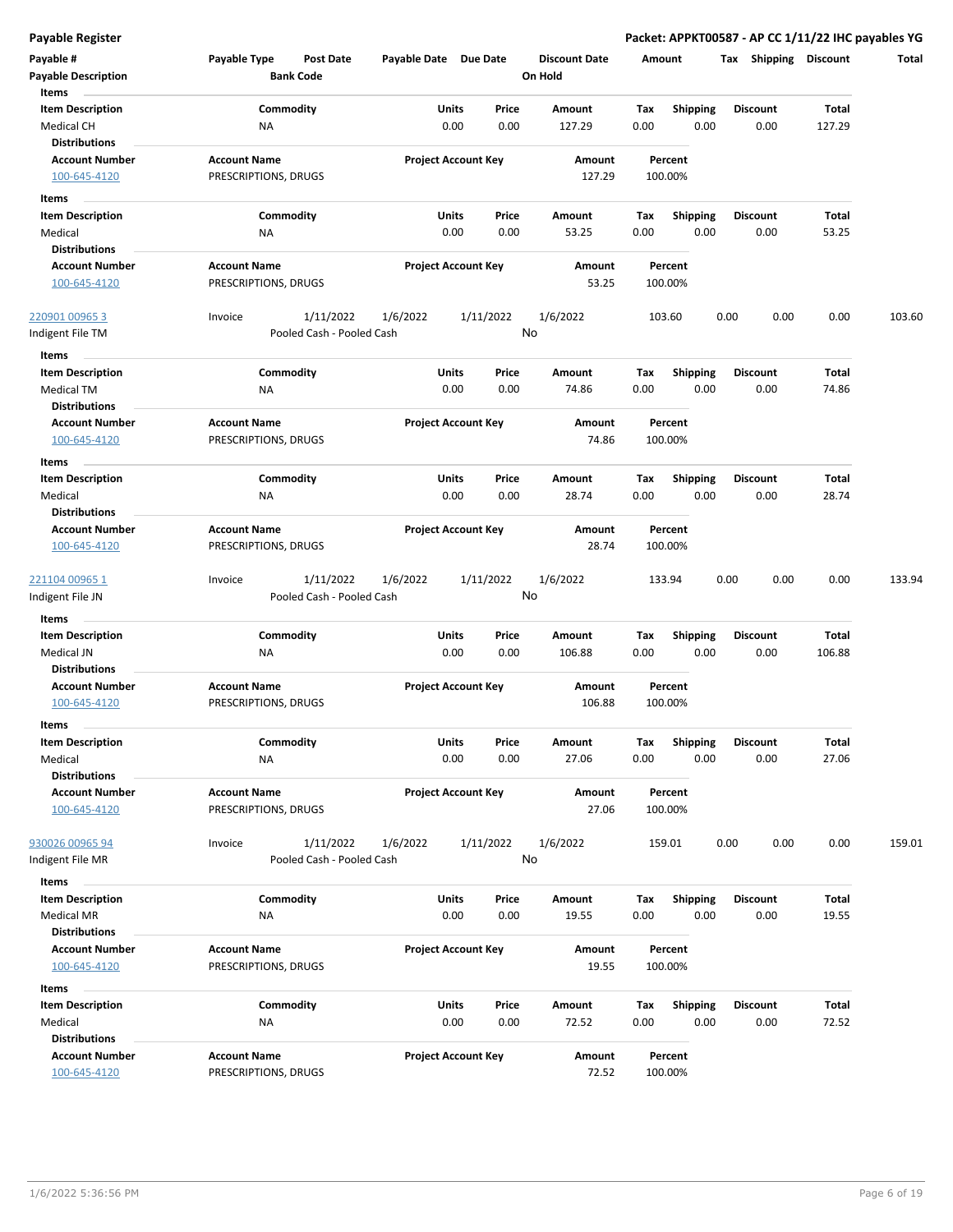# Payable Register

**Packet: APPKT00587 - AP CC 1/11/22 IHC payables YG**

| Payable # | Payable Type | Post Date | Payable Date | Due Date | Discount Date | Amount | Tax | Shipping | Discount | Total |
|---|---|---|---|---|---|---|---|---|---|---|
| **Payable Description** | | **Bank Code** | | | **On Hold** | | | | | |

**Items**

| Item Description | Commodity | Units | Price | Amount | Tax | Shipping | Discount | Total |
|---|---|---|---|---|---|---|---|---|
| Medical CH | NA | 0.00 | 0.00 | 127.29 | 0.00 | 0.00 | 0.00 | 127.29 |

**Distributions**

| Account Number | Account Name | Project Account Key | Amount | Percent |
|---|---|---|---|---|
| 100-645-4120 | PRESCRIPTIONS, DRUGS | | 127.29 | 100.00% |

**Items**

| Item Description | Commodity | Units | Price | Amount | Tax | Shipping | Discount | Total |
|---|---|---|---|---|---|---|---|---|
| Medical | NA | 0.00 | 0.00 | 53.25 | 0.00 | 0.00 | 0.00 | 53.25 |

**Distributions**

| Account Number | Account Name | Project Account Key | Amount | Percent |
|---|---|---|---|---|
| 100-645-4120 | PRESCRIPTIONS, DRUGS | | 53.25 | 100.00% |

| Payable # | Payable Type | Post Date | Payable Date | Due Date | Discount Date | Amount | Tax | Shipping | Discount | Total |
|---|---|---|---|---|---|---|---|---|---|---|
| 220901 00965 3 | Invoice | 1/11/2022 | 1/6/2022 | 1/11/2022 | 1/6/2022 | 103.60 | 0.00 | 0.00 | 0.00 | 103.60 |
| Indigent File TM | | Pooled Cash - Pooled Cash | | | No | | | | | |

**Items**

| Item Description | Commodity | Units | Price | Amount | Tax | Shipping | Discount | Total |
|---|---|---|---|---|---|---|---|---|
| Medical TM | NA | 0.00 | 0.00 | 74.86 | 0.00 | 0.00 | 0.00 | 74.86 |

**Distributions**

| Account Number | Account Name | Project Account Key | Amount | Percent |
|---|---|---|---|---|
| 100-645-4120 | PRESCRIPTIONS, DRUGS | | 74.86 | 100.00% |

**Items**

| Item Description | Commodity | Units | Price | Amount | Tax | Shipping | Discount | Total |
|---|---|---|---|---|---|---|---|---|
| Medical | NA | 0.00 | 0.00 | 28.74 | 0.00 | 0.00 | 0.00 | 28.74 |

**Distributions**

| Account Number | Account Name | Project Account Key | Amount | Percent |
|---|---|---|---|---|
| 100-645-4120 | PRESCRIPTIONS, DRUGS | | 28.74 | 100.00% |

| Payable # | Payable Type | Post Date | Payable Date | Due Date | Discount Date | Amount | Tax | Shipping | Discount | Total |
|---|---|---|---|---|---|---|---|---|---|---|
| 221104 00965 1 | Invoice | 1/11/2022 | 1/6/2022 | 1/11/2022 | 1/6/2022 | 133.94 | 0.00 | 0.00 | 0.00 | 133.94 |
| Indigent File JN | | Pooled Cash - Pooled Cash | | | No | | | | | |

**Items**

| Item Description | Commodity | Units | Price | Amount | Tax | Shipping | Discount | Total |
|---|---|---|---|---|---|---|---|---|
| Medical JN | NA | 0.00 | 0.00 | 106.88 | 0.00 | 0.00 | 0.00 | 106.88 |

**Distributions**

| Account Number | Account Name | Project Account Key | Amount | Percent |
|---|---|---|---|---|
| 100-645-4120 | PRESCRIPTIONS, DRUGS | | 106.88 | 100.00% |

**Items**

| Item Description | Commodity | Units | Price | Amount | Tax | Shipping | Discount | Total |
|---|---|---|---|---|---|---|---|---|
| Medical | NA | 0.00 | 0.00 | 27.06 | 0.00 | 0.00 | 0.00 | 27.06 |

**Distributions**

| Account Number | Account Name | Project Account Key | Amount | Percent |
|---|---|---|---|---|
| 100-645-4120 | PRESCRIPTIONS, DRUGS | | 27.06 | 100.00% |

| Payable # | Payable Type | Post Date | Payable Date | Due Date | Discount Date | Amount | Tax | Shipping | Discount | Total |
|---|---|---|---|---|---|---|---|---|---|---|
| 930026 00965 94 | Invoice | 1/11/2022 | 1/6/2022 | 1/11/2022 | 1/6/2022 | 159.01 | 0.00 | 0.00 | 0.00 | 159.01 |
| Indigent File MR | | Pooled Cash - Pooled Cash | | | No | | | | | |

**Items**

| Item Description | Commodity | Units | Price | Amount | Tax | Shipping | Discount | Total |
|---|---|---|---|---|---|---|---|---|
| Medical MR | NA | 0.00 | 0.00 | 19.55 | 0.00 | 0.00 | 0.00 | 19.55 |

**Distributions**

| Account Number | Account Name | Project Account Key | Amount | Percent |
|---|---|---|---|---|
| 100-645-4120 | PRESCRIPTIONS, DRUGS | | 19.55 | 100.00% |

**Items**

| Item Description | Commodity | Units | Price | Amount | Tax | Shipping | Discount | Total |
|---|---|---|---|---|---|---|---|---|
| Medical | NA | 0.00 | 0.00 | 72.52 | 0.00 | 0.00 | 0.00 | 72.52 |

**Distributions**

| Account Number | Account Name | Project Account Key | Amount | Percent |
|---|---|---|---|---|
| 100-645-4120 | PRESCRIPTIONS, DRUGS | | 72.52 | 100.00% |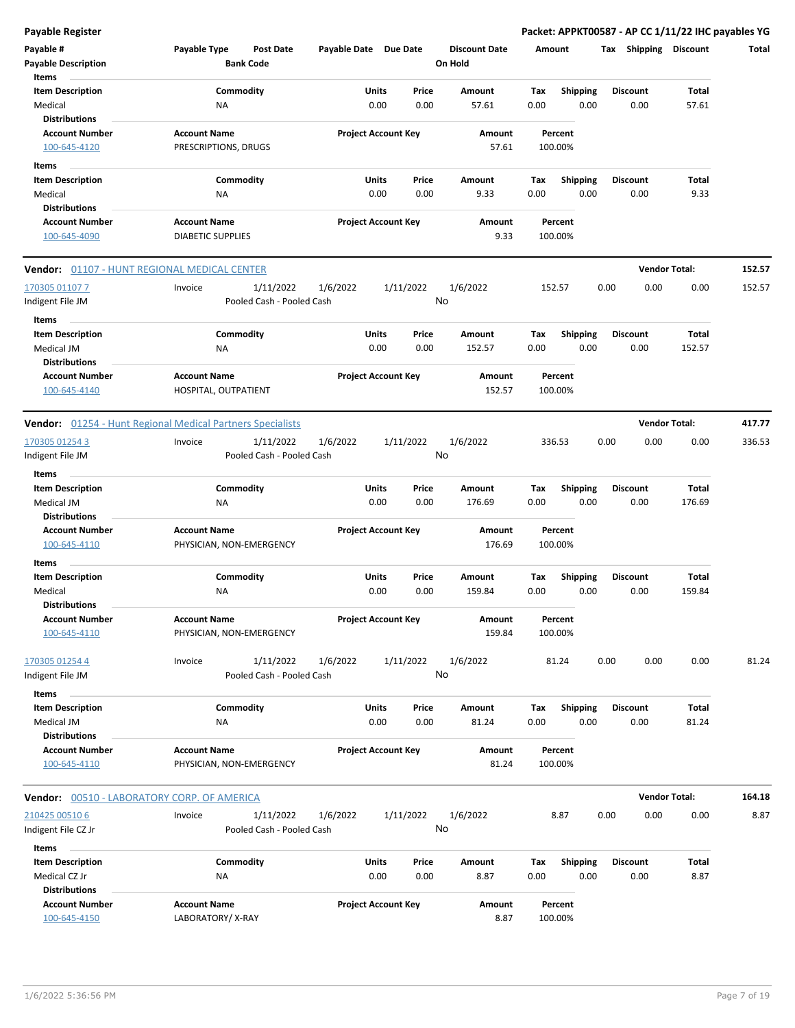## Payable Register

**Packet: APPKT00587 - AP CC 1/11/22 IHC payables YG**

| Payable # | Payable Type | Post Date | Payable Date | Due Date | Discount Date | Amount | Tax | Shipping | Discount | Total |
|---|---|---|---|---|---|---|---|---|---|---|
| Payable Description | | Bank Code | | | On Hold | | | | | |

**Items**

| Item Description | Commodity | Units | Price | Amount | Tax | Shipping | Discount | Total |
|---|---|---|---|---|---|---|---|---|
| Medical | NA | 0.00 | 0.00 | 57.61 | 0.00 | 0.00 | 0.00 | 57.61 |

**Distributions**

| Account Number | Account Name | Project Account Key | Amount | Percent |
|---|---|---|---|---|
| 100-645-4120 | PRESCRIPTIONS, DRUGS | | 57.61 | 100.00% |

**Items**

| Item Description | Commodity | Units | Price | Amount | Tax | Shipping | Discount | Total |
|---|---|---|---|---|---|---|---|---|
| Medical | NA | 0.00 | 0.00 | 9.33 | 0.00 | 0.00 | 0.00 | 9.33 |

**Distributions**

| Account Number | Account Name | Project Account Key | Amount | Percent |
|---|---|---|---|---|
| 100-645-4090 | DIABETIC SUPPLIES | | 9.33 | 100.00% |

---

**Vendor: 01107 - HUNT REGIONAL MEDICAL CENTER** — **Vendor Total: 152.57**

| Payable # | Payable Type | Post Date | Payable Date | Due Date | Discount Date | Amount | Tax | Shipping | Discount | Total |
|---|---|---|---|---|---|---|---|---|---|---|
| 170305 01107 7 | Invoice | 1/11/2022 | 1/6/2022 | 1/11/2022 | 1/6/2022 | 152.57 | 0.00 | 0.00 | 0.00 | 152.57 |
| Indigent File JM | | Pooled Cash - Pooled Cash | | | No | | | | | |

**Items**

| Item Description | Commodity | Units | Price | Amount | Tax | Shipping | Discount | Total |
|---|---|---|---|---|---|---|---|---|
| Medical JM | NA | 0.00 | 0.00 | 152.57 | 0.00 | 0.00 | 0.00 | 152.57 |

**Distributions**

| Account Number | Account Name | Project Account Key | Amount | Percent |
|---|---|---|---|---|
| 100-645-4140 | HOSPITAL, OUTPATIENT | | 152.57 | 100.00% |

---

**Vendor: 01254 - Hunt Regional Medical Partners Specialists** — **Vendor Total: 417.77**

| Payable # | Payable Type | Post Date | Payable Date | Due Date | Discount Date | Amount | Tax | Shipping | Discount | Total |
|---|---|---|---|---|---|---|---|---|---|---|
| 170305 01254 3 | Invoice | 1/11/2022 | 1/6/2022 | 1/11/2022 | 1/6/2022 | 336.53 | 0.00 | 0.00 | 0.00 | 336.53 |
| Indigent File JM | | Pooled Cash - Pooled Cash | | | No | | | | | |

**Items**

| Item Description | Commodity | Units | Price | Amount | Tax | Shipping | Discount | Total |
|---|---|---|---|---|---|---|---|---|
| Medical JM | NA | 0.00 | 0.00 | 176.69 | 0.00 | 0.00 | 0.00 | 176.69 |

**Distributions**

| Account Number | Account Name | Project Account Key | Amount | Percent |
|---|---|---|---|---|
| 100-645-4110 | PHYSICIAN, NON-EMERGENCY | | 176.69 | 100.00% |

**Items**

| Item Description | Commodity | Units | Price | Amount | Tax | Shipping | Discount | Total |
|---|---|---|---|---|---|---|---|---|
| Medical | NA | 0.00 | 0.00 | 159.84 | 0.00 | 0.00 | 0.00 | 159.84 |

**Distributions**

| Account Number | Account Name | Project Account Key | Amount | Percent |
|---|---|---|---|---|
| 100-645-4110 | PHYSICIAN, NON-EMERGENCY | | 159.84 | 100.00% |

| Payable # | Payable Type | Post Date | Payable Date | Due Date | Discount Date | Amount | Tax | Shipping | Discount | Total |
|---|---|---|---|---|---|---|---|---|---|---|
| 170305 01254 4 | Invoice | 1/11/2022 | 1/6/2022 | 1/11/2022 | 1/6/2022 | 81.24 | 0.00 | 0.00 | 0.00 | 81.24 |
| Indigent File JM | | Pooled Cash - Pooled Cash | | | No | | | | | |

**Items**

| Item Description | Commodity | Units | Price | Amount | Tax | Shipping | Discount | Total |
|---|---|---|---|---|---|---|---|---|
| Medical JM | NA | 0.00 | 0.00 | 81.24 | 0.00 | 0.00 | 0.00 | 81.24 |

**Distributions**

| Account Number | Account Name | Project Account Key | Amount | Percent |
|---|---|---|---|---|
| 100-645-4110 | PHYSICIAN, NON-EMERGENCY | | 81.24 | 100.00% |

---

**Vendor: 00510 - LABORATORY CORP. OF AMERICA** — **Vendor Total: 164.18**

| Payable # | Payable Type | Post Date | Payable Date | Due Date | Discount Date | Amount | Tax | Shipping | Discount | Total |
|---|---|---|---|---|---|---|---|---|---|---|
| 210425 00510 6 | Invoice | 1/11/2022 | 1/6/2022 | 1/11/2022 | 1/6/2022 | 8.87 | 0.00 | 0.00 | 0.00 | 8.87 |
| Indigent File CZ Jr | | Pooled Cash - Pooled Cash | | | No | | | | | |

**Items**

| Item Description | Commodity | Units | Price | Amount | Tax | Shipping | Discount | Total |
|---|---|---|---|---|---|---|---|---|
| Medical CZ Jr | NA | 0.00 | 0.00 | 8.87 | 0.00 | 0.00 | 0.00 | 8.87 |

**Distributions**

| Account Number | Account Name | Project Account Key | Amount | Percent |
|---|---|---|---|---|
| 100-645-4150 | LABORATORY/ X-RAY | | 8.87 | 100.00% |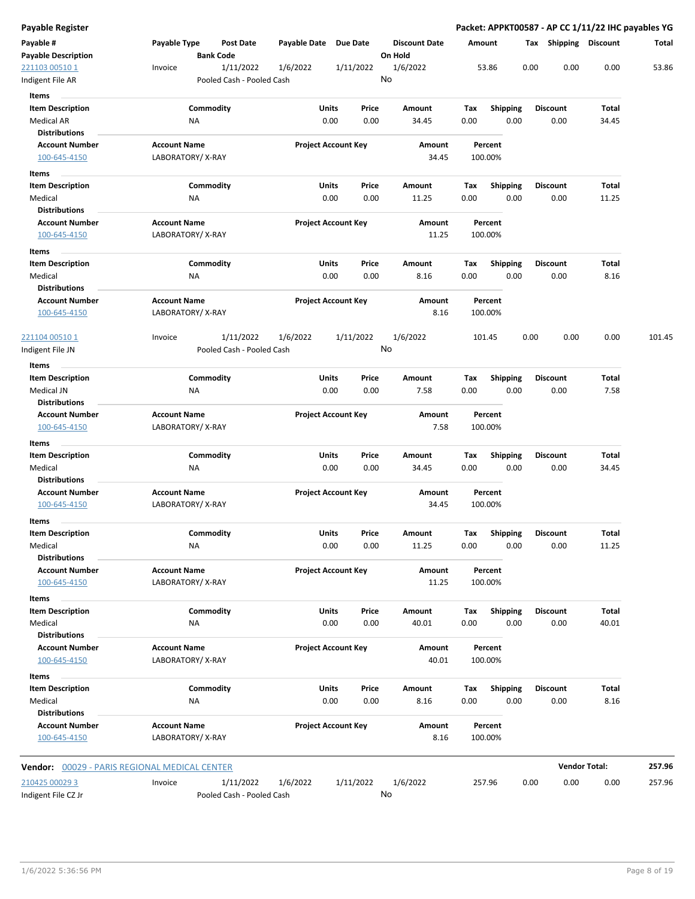**Payable Register**

**Packet: APPKT00587 - AP CC 1/11/22 IHC payables YG**

| Payable # | Payable Type | Post Date | Payable Date | Due Date | Discount Date | Amount | Tax | Shipping | Discount | Total |
|---|---|---|---|---|---|---|---|---|---|---|
| **Payable Description** | | **Bank Code** | | | **On Hold** | | | | | |
| 221103 00510 1 | Invoice | 1/11/2022 | 1/6/2022 | 1/11/2022 | 1/6/2022 | 53.86 | 0.00 | 0.00 | 0.00 | 53.86 |
| Indigent File AR | | Pooled Cash - Pooled Cash | | | No | | | | | |

**Items**

| Item Description | Commodity | Units | Price | Amount | Tax | Shipping | Discount | Total |
|---|---|---|---|---|---|---|---|---|
| Medical AR | NA | 0.00 | 0.00 | 34.45 | 0.00 | 0.00 | 0.00 | 34.45 |

**Distributions**

| Account Number | Account Name | Project Account Key | Amount | Percent |
|---|---|---|---|---|
| 100-645-4150 | LABORATORY/ X-RAY | | 34.45 | 100.00% |

**Items**

| Item Description | Commodity | Units | Price | Amount | Tax | Shipping | Discount | Total |
|---|---|---|---|---|---|---|---|---|
| Medical | NA | 0.00 | 0.00 | 11.25 | 0.00 | 0.00 | 0.00 | 11.25 |

**Distributions**

| Account Number | Account Name | Project Account Key | Amount | Percent |
|---|---|---|---|---|
| 100-645-4150 | LABORATORY/ X-RAY | | 11.25 | 100.00% |

**Items**

| Item Description | Commodity | Units | Price | Amount | Tax | Shipping | Discount | Total |
|---|---|---|---|---|---|---|---|---|
| Medical | NA | 0.00 | 0.00 | 8.16 | 0.00 | 0.00 | 0.00 | 8.16 |

**Distributions**

| Account Number | Account Name | Project Account Key | Amount | Percent |
|---|---|---|---|---|
| 100-645-4150 | LABORATORY/ X-RAY | | 8.16 | 100.00% |

| Payable # | Payable Type | Post Date | Payable Date | Due Date | Discount Date | Amount | Tax | Shipping | Discount | Total |
|---|---|---|---|---|---|---|---|---|---|---|
| 221104 00510 1 | Invoice | 1/11/2022 | 1/6/2022 | 1/11/2022 | 1/6/2022 | 101.45 | 0.00 | 0.00 | 0.00 | 101.45 |
| Indigent File JN | | Pooled Cash - Pooled Cash | | | No | | | | | |

**Items**

| Item Description | Commodity | Units | Price | Amount | Tax | Shipping | Discount | Total |
|---|---|---|---|---|---|---|---|---|
| Medical JN | NA | 0.00 | 0.00 | 7.58 | 0.00 | 0.00 | 0.00 | 7.58 |

**Distributions**

| Account Number | Account Name | Project Account Key | Amount | Percent |
|---|---|---|---|---|
| 100-645-4150 | LABORATORY/ X-RAY | | 7.58 | 100.00% |

**Items**

| Item Description | Commodity | Units | Price | Amount | Tax | Shipping | Discount | Total |
|---|---|---|---|---|---|---|---|---|
| Medical | NA | 0.00 | 0.00 | 34.45 | 0.00 | 0.00 | 0.00 | 34.45 |

**Distributions**

| Account Number | Account Name | Project Account Key | Amount | Percent |
|---|---|---|---|---|
| 100-645-4150 | LABORATORY/ X-RAY | | 34.45 | 100.00% |

**Items**

| Item Description | Commodity | Units | Price | Amount | Tax | Shipping | Discount | Total |
|---|---|---|---|---|---|---|---|---|
| Medical | NA | 0.00 | 0.00 | 11.25 | 0.00 | 0.00 | 0.00 | 11.25 |

**Distributions**

| Account Number | Account Name | Project Account Key | Amount | Percent |
|---|---|---|---|---|
| 100-645-4150 | LABORATORY/ X-RAY | | 11.25 | 100.00% |

**Items**

| Item Description | Commodity | Units | Price | Amount | Tax | Shipping | Discount | Total |
|---|---|---|---|---|---|---|---|---|
| Medical | NA | 0.00 | 0.00 | 40.01 | 0.00 | 0.00 | 0.00 | 40.01 |

**Distributions**

| Account Number | Account Name | Project Account Key | Amount | Percent |
|---|---|---|---|---|
| 100-645-4150 | LABORATORY/ X-RAY | | 40.01 | 100.00% |

**Items**

| Item Description | Commodity | Units | Price | Amount | Tax | Shipping | Discount | Total |
|---|---|---|---|---|---|---|---|---|
| Medical | NA | 0.00 | 0.00 | 8.16 | 0.00 | 0.00 | 0.00 | 8.16 |

**Distributions**

| Account Number | Account Name | Project Account Key | Amount | Percent |
|---|---|---|---|---|
| 100-645-4150 | LABORATORY/ X-RAY | | 8.16 | 100.00% |

**Vendor:** 00029 - PARIS REGIONAL MEDICAL CENTER — **Vendor Total:** **257.96**

| Payable # | Payable Type | Post Date | Payable Date | Due Date | Discount Date | Amount | Tax | Shipping | Discount | Total |
|---|---|---|---|---|---|---|---|---|---|---|
| 210425 00029 3 | Invoice | 1/11/2022 | 1/6/2022 | 1/11/2022 | 1/6/2022 | 257.96 | 0.00 | 0.00 | 0.00 | 257.96 |
| Indigent File CZ Jr | | Pooled Cash - Pooled Cash | | | No | | | | | |

1/6/2022 5:36:56 PM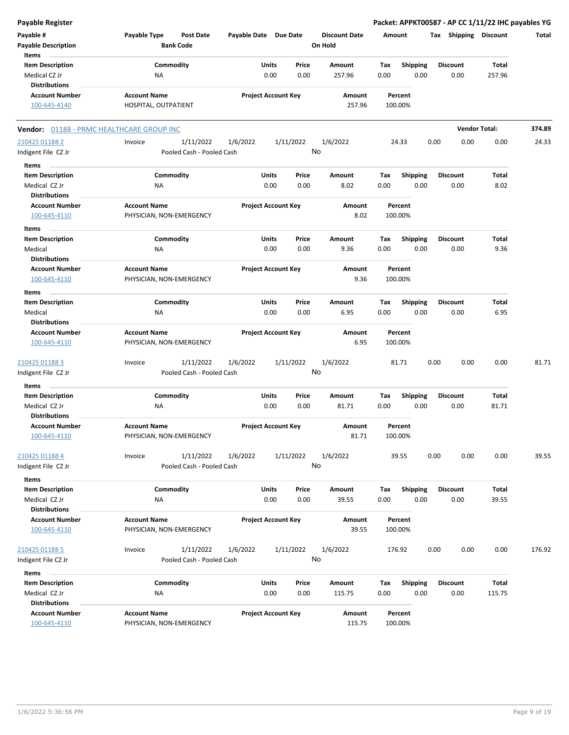**Payable Register** | **Packet: APPKT00587 - AP CC 1/11/22 IHC payables YG**

| Payable # | Payable Type | Post Date | Payable Date | Due Date | Discount Date | Amount | Tax | Shipping | Discount | Total |
|---|---|---|---|---|---|---|---|---|---|---|
| Payable Description | | Bank Code | | | On Hold | | | | | |

Items

| Item Description | Commodity | Units | Price | Amount | Tax | Shipping | Discount | Total |
|---|---|---|---|---|---|---|---|---|
| Medical CZ Jr | NA | 0.00 | 0.00 | 257.96 | 0.00 | 0.00 | 0.00 | 257.96 |

Distributions

| Account Number | Account Name | Project Account Key | Amount | Percent |
|---|---|---|---|---|
| 100-645-4140 | HOSPITAL, OUTPATIENT | | 257.96 | 100.00% |

**Vendor:** 01188 - PRMC HEALTHCARE GROUP INC — **Vendor Total:** **374.89**

| Payable # | Payable Type | Post Date | Payable Date | Due Date | Discount Date | Amount | Tax | Shipping | Discount | Total |
|---|---|---|---|---|---|---|---|---|---|---|
| 210425 01188 2 | Invoice | 1/11/2022 | 1/6/2022 | 1/11/2022 | 1/6/2022 | 24.33 | 0.00 | 0.00 | 0.00 | 24.33 |
| Indigent File CZ Jr | | Pooled Cash - Pooled Cash | | | No | | | | | |

Items

| Item Description | Commodity | Units | Price | Amount | Tax | Shipping | Discount | Total |
|---|---|---|---|---|---|---|---|---|
| Medical CZ Jr | NA | 0.00 | 0.00 | 8.02 | 0.00 | 0.00 | 0.00 | 8.02 |

Distributions

| Account Number | Account Name | Project Account Key | Amount | Percent |
|---|---|---|---|---|
| 100-645-4110 | PHYSICIAN, NON-EMERGENCY | | 8.02 | 100.00% |

Items

| Item Description | Commodity | Units | Price | Amount | Tax | Shipping | Discount | Total |
|---|---|---|---|---|---|---|---|---|
| Medical | NA | 0.00 | 0.00 | 9.36 | 0.00 | 0.00 | 0.00 | 9.36 |

Distributions

| Account Number | Account Name | Project Account Key | Amount | Percent |
|---|---|---|---|---|
| 100-645-4110 | PHYSICIAN, NON-EMERGENCY | | 9.36 | 100.00% |

Items

| Item Description | Commodity | Units | Price | Amount | Tax | Shipping | Discount | Total |
|---|---|---|---|---|---|---|---|---|
| Medical | NA | 0.00 | 0.00 | 6.95 | 0.00 | 0.00 | 0.00 | 6.95 |

Distributions

| Account Number | Account Name | Project Account Key | Amount | Percent |
|---|---|---|---|---|
| 100-645-4110 | PHYSICIAN, NON-EMERGENCY | | 6.95 | 100.00% |

| Payable # | Payable Type | Post Date | Payable Date | Due Date | Discount Date | Amount | Tax | Shipping | Discount | Total |
|---|---|---|---|---|---|---|---|---|---|---|
| 210425 01188 3 | Invoice | 1/11/2022 | 1/6/2022 | 1/11/2022 | 1/6/2022 | 81.71 | 0.00 | 0.00 | 0.00 | 81.71 |
| Indigent File CZ Jr | | Pooled Cash - Pooled Cash | | | No | | | | | |

Items

| Item Description | Commodity | Units | Price | Amount | Tax | Shipping | Discount | Total |
|---|---|---|---|---|---|---|---|---|
| Medical CZ Jr | NA | 0.00 | 0.00 | 81.71 | 0.00 | 0.00 | 0.00 | 81.71 |

Distributions

| Account Number | Account Name | Project Account Key | Amount | Percent |
|---|---|---|---|---|
| 100-645-4110 | PHYSICIAN, NON-EMERGENCY | | 81.71 | 100.00% |

| Payable # | Payable Type | Post Date | Payable Date | Due Date | Discount Date | Amount | Tax | Shipping | Discount | Total |
|---|---|---|---|---|---|---|---|---|---|---|
| 210425 01188 4 | Invoice | 1/11/2022 | 1/6/2022 | 1/11/2022 | 1/6/2022 | 39.55 | 0.00 | 0.00 | 0.00 | 39.55 |
| Indigent File CZ Jr | | Pooled Cash - Pooled Cash | | | No | | | | | |

Items

| Item Description | Commodity | Units | Price | Amount | Tax | Shipping | Discount | Total |
|---|---|---|---|---|---|---|---|---|
| Medical CZ Jr | NA | 0.00 | 0.00 | 39.55 | 0.00 | 0.00 | 0.00 | 39.55 |

Distributions

| Account Number | Account Name | Project Account Key | Amount | Percent |
|---|---|---|---|---|
| 100-645-4110 | PHYSICIAN, NON-EMERGENCY | | 39.55 | 100.00% |

| Payable # | Payable Type | Post Date | Payable Date | Due Date | Discount Date | Amount | Tax | Shipping | Discount | Total |
|---|---|---|---|---|---|---|---|---|---|---|
| 210425 01188 5 | Invoice | 1/11/2022 | 1/6/2022 | 1/11/2022 | 1/6/2022 | 176.92 | 0.00 | 0.00 | 0.00 | 176.92 |
| Indigent File CZ Jr | | Pooled Cash - Pooled Cash | | | No | | | | | |

Items

| Item Description | Commodity | Units | Price | Amount | Tax | Shipping | Discount | Total |
|---|---|---|---|---|---|---|---|---|
| Medical CZ Jr | NA | 0.00 | 0.00 | 115.75 | 0.00 | 0.00 | 0.00 | 115.75 |

Distributions

| Account Number | Account Name | Project Account Key | Amount | Percent |
|---|---|---|---|---|
| 100-645-4110 | PHYSICIAN, NON-EMERGENCY | | 115.75 | 100.00% |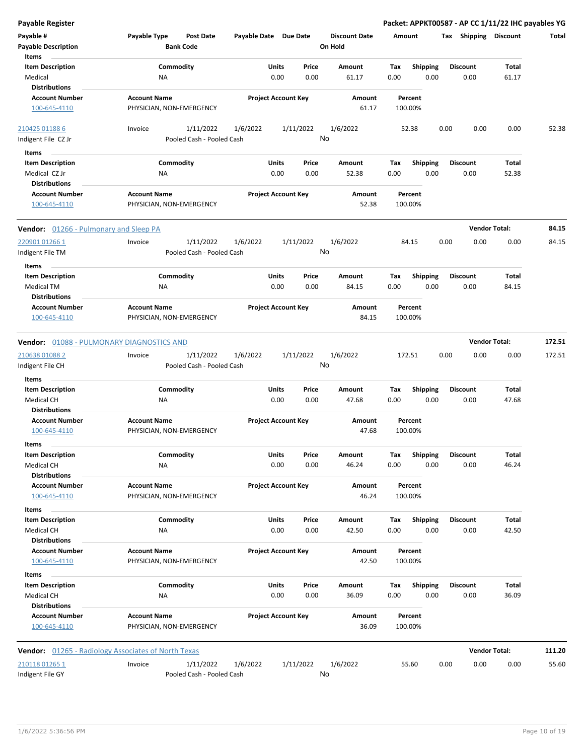**Payable Register** — **Packet: APPKT00587 - AP CC 1/11/22 IHC payables YG**

| Payable # / Payable Description | Payable Type | Post Date / Bank Code | Payable Date | Due Date | Discount Date / On Hold | Amount | Tax | Shipping | Discount | Total |
|---|---|---|---|---|---|---|---|---|---|---|

**Items**

| Item Description | Commodity | Units | Price | Amount | Tax | Shipping | Discount | Total |
|---|---|---|---|---|---|---|---|---|
| Medical | NA | 0.00 | 0.00 | 61.17 | 0.00 | 0.00 | 0.00 | 61.17 |

**Distributions**

| Account Number | Account Name | Project Account Key | Amount | Percent |
|---|---|---|---|---|
| 100-645-4110 | PHYSICIAN, NON-EMERGENCY | | 61.17 | 100.00% |

| Payable # / Payable Description | Payable Type | Post Date / Bank Code | Payable Date | Due Date | Discount Date / On Hold | Amount | Tax | Shipping | Discount | Total |
|---|---|---|---|---|---|---|---|---|---|---|
| 210425 01188 6 / Indigent File CZ Jr | Invoice | 1/11/2022 / Pooled Cash - Pooled Cash | 1/6/2022 | 1/11/2022 | 1/6/2022 / No | 52.38 | 0.00 | 0.00 | 0.00 | 52.38 |

**Items**

| Item Description | Commodity | Units | Price | Amount | Tax | Shipping | Discount | Total |
|---|---|---|---|---|---|---|---|---|
| Medical CZ Jr | NA | 0.00 | 0.00 | 52.38 | 0.00 | 0.00 | 0.00 | 52.38 |

**Distributions**

| Account Number | Account Name | Project Account Key | Amount | Percent |
|---|---|---|---|---|
| 100-645-4110 | PHYSICIAN, NON-EMERGENCY | | 52.38 | 100.00% |

**Vendor:** 01266 - Pulmonary and Sleep PA — **Vendor Total: 84.15**

| Payable # / Payable Description | Payable Type | Post Date / Bank Code | Payable Date | Due Date | Discount Date / On Hold | Amount | Tax | Shipping | Discount | Total |
|---|---|---|---|---|---|---|---|---|---|---|
| 220901 01266 1 / Indigent File TM | Invoice | 1/11/2022 / Pooled Cash - Pooled Cash | 1/6/2022 | 1/11/2022 | 1/6/2022 / No | 84.15 | 0.00 | 0.00 | 0.00 | 84.15 |

**Items**

| Item Description | Commodity | Units | Price | Amount | Tax | Shipping | Discount | Total |
|---|---|---|---|---|---|---|---|---|
| Medical TM | NA | 0.00 | 0.00 | 84.15 | 0.00 | 0.00 | 0.00 | 84.15 |

**Distributions**

| Account Number | Account Name | Project Account Key | Amount | Percent |
|---|---|---|---|---|
| 100-645-4110 | PHYSICIAN, NON-EMERGENCY | | 84.15 | 100.00% |

**Vendor:** 01088 - PULMONARY DIAGNOSTICS AND — **Vendor Total: 172.51**

| Payable # / Payable Description | Payable Type | Post Date / Bank Code | Payable Date | Due Date | Discount Date / On Hold | Amount | Tax | Shipping | Discount | Total |
|---|---|---|---|---|---|---|---|---|---|---|
| 210638 01088 2 / Indigent File CH | Invoice | 1/11/2022 / Pooled Cash - Pooled Cash | 1/6/2022 | 1/11/2022 | 1/6/2022 / No | 172.51 | 0.00 | 0.00 | 0.00 | 172.51 |

**Items**

| Item Description | Commodity | Units | Price | Amount | Tax | Shipping | Discount | Total |
|---|---|---|---|---|---|---|---|---|
| Medical CH | NA | 0.00 | 0.00 | 47.68 | 0.00 | 0.00 | 0.00 | 47.68 |

**Distributions**

| Account Number | Account Name | Project Account Key | Amount | Percent |
|---|---|---|---|---|
| 100-645-4110 | PHYSICIAN, NON-EMERGENCY | | 47.68 | 100.00% |

**Items**

| Item Description | Commodity | Units | Price | Amount | Tax | Shipping | Discount | Total |
|---|---|---|---|---|---|---|---|---|
| Medical CH | NA | 0.00 | 0.00 | 46.24 | 0.00 | 0.00 | 0.00 | 46.24 |

**Distributions**

| Account Number | Account Name | Project Account Key | Amount | Percent |
|---|---|---|---|---|
| 100-645-4110 | PHYSICIAN, NON-EMERGENCY | | 46.24 | 100.00% |

**Items**

| Item Description | Commodity | Units | Price | Amount | Tax | Shipping | Discount | Total |
|---|---|---|---|---|---|---|---|---|
| Medical CH | NA | 0.00 | 0.00 | 42.50 | 0.00 | 0.00 | 0.00 | 42.50 |

**Distributions**

| Account Number | Account Name | Project Account Key | Amount | Percent |
|---|---|---|---|---|
| 100-645-4110 | PHYSICIAN, NON-EMERGENCY | | 42.50 | 100.00% |

**Items**

| Item Description | Commodity | Units | Price | Amount | Tax | Shipping | Discount | Total |
|---|---|---|---|---|---|---|---|---|
| Medical CH | NA | 0.00 | 0.00 | 36.09 | 0.00 | 0.00 | 0.00 | 36.09 |

**Distributions**

| Account Number | Account Name | Project Account Key | Amount | Percent |
|---|---|---|---|---|
| 100-645-4110 | PHYSICIAN, NON-EMERGENCY | | 36.09 | 100.00% |

**Vendor:** 01265 - Radiology Associates of North Texas — **Vendor Total: 111.20**

| Payable # / Payable Description | Payable Type | Post Date / Bank Code | Payable Date | Due Date | Discount Date / On Hold | Amount | Tax | Shipping | Discount | Total |
|---|---|---|---|---|---|---|---|---|---|---|
| 210118 01265 1 / Indigent File GY | Invoice | 1/11/2022 / Pooled Cash - Pooled Cash | 1/6/2022 | 1/11/2022 | 1/6/2022 / No | 55.60 | 0.00 | 0.00 | 0.00 | 55.60 |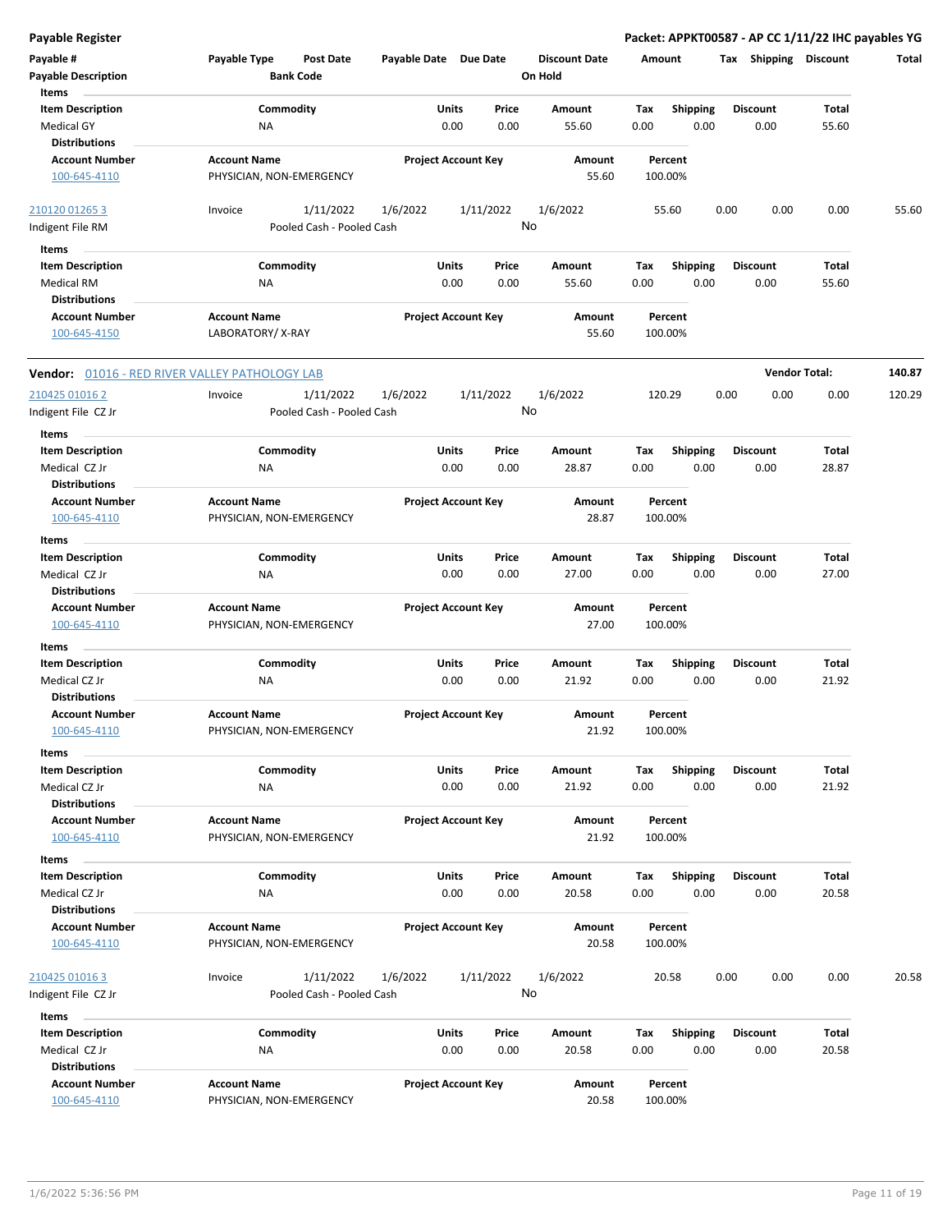**Payable Register** — **Packet: APPKT00587 - AP CC 1/11/22 IHC payables YG**

| Payable # | Payable Type | Post Date | Payable Date | Due Date | Discount Date | Amount | Tax | Shipping | Discount | Total |
|---|---|---|---|---|---|---|---|---|---|---|
| **Payable Description** | | **Bank Code** | | | **On Hold** | | | | | |

**Items**

| Item Description | Commodity | Units | Price | Amount | Tax | Shipping | Discount | Total |
|---|---|---|---|---|---|---|---|---|
| Medical GY | NA | 0.00 | 0.00 | 55.60 | 0.00 | 0.00 | 0.00 | 55.60 |

**Distributions**

| Account Number | Account Name | Project Account Key | Amount | Percent |
|---|---|---|---|---|
| 100-645-4110 | PHYSICIAN, NON-EMERGENCY | | 55.60 | 100.00% |

| Payable # | Payable Type | Post Date | Payable Date | Due Date | Discount Date | Amount | Tax | Shipping | Discount | Total |
|---|---|---|---|---|---|---|---|---|---|---|
| 210120 01265 3 | Invoice | 1/11/2022 | 1/6/2022 | 1/11/2022 | 1/6/2022 | 55.60 | 0.00 | 0.00 | 0.00 | 55.60 |
| Indigent File RM | | Pooled Cash - Pooled Cash | | | No | | | | | |

**Items**

| Item Description | Commodity | Units | Price | Amount | Tax | Shipping | Discount | Total |
|---|---|---|---|---|---|---|---|---|
| Medical RM | NA | 0.00 | 0.00 | 55.60 | 0.00 | 0.00 | 0.00 | 55.60 |

**Distributions**

| Account Number | Account Name | Project Account Key | Amount | Percent |
|---|---|---|---|---|
| 100-645-4150 | LABORATORY/ X-RAY | | 55.60 | 100.00% |

**Vendor:** 01016 - RED RIVER VALLEY PATHOLOGY LAB — **Vendor Total: 140.87**

| Payable # | Payable Type | Post Date | Payable Date | Due Date | Discount Date | Amount | Tax | Shipping | Discount | Total |
|---|---|---|---|---|---|---|---|---|---|---|
| 210425 01016 2 | Invoice | 1/11/2022 | 1/6/2022 | 1/11/2022 | 1/6/2022 | 120.29 | 0.00 | 0.00 | 0.00 | 120.29 |
| Indigent File CZ Jr | | Pooled Cash - Pooled Cash | | | No | | | | | |

**Items**

| Item Description | Commodity | Units | Price | Amount | Tax | Shipping | Discount | Total |
|---|---|---|---|---|---|---|---|---|
| Medical CZ Jr | NA | 0.00 | 0.00 | 28.87 | 0.00 | 0.00 | 0.00 | 28.87 |

**Distributions**

| Account Number | Account Name | Project Account Key | Amount | Percent |
|---|---|---|---|---|
| 100-645-4110 | PHYSICIAN, NON-EMERGENCY | | 28.87 | 100.00% |

**Items**

| Item Description | Commodity | Units | Price | Amount | Tax | Shipping | Discount | Total |
|---|---|---|---|---|---|---|---|---|
| Medical CZ Jr | NA | 0.00 | 0.00 | 27.00 | 0.00 | 0.00 | 0.00 | 27.00 |

**Distributions**

| Account Number | Account Name | Project Account Key | Amount | Percent |
|---|---|---|---|---|
| 100-645-4110 | PHYSICIAN, NON-EMERGENCY | | 27.00 | 100.00% |

**Items**

| Item Description | Commodity | Units | Price | Amount | Tax | Shipping | Discount | Total |
|---|---|---|---|---|---|---|---|---|
| Medical CZ Jr | NA | 0.00 | 0.00 | 21.92 | 0.00 | 0.00 | 0.00 | 21.92 |

**Distributions**

| Account Number | Account Name | Project Account Key | Amount | Percent |
|---|---|---|---|---|
| 100-645-4110 | PHYSICIAN, NON-EMERGENCY | | 21.92 | 100.00% |

**Items**

| Item Description | Commodity | Units | Price | Amount | Tax | Shipping | Discount | Total |
|---|---|---|---|---|---|---|---|---|
| Medical CZ Jr | NA | 0.00 | 0.00 | 21.92 | 0.00 | 0.00 | 0.00 | 21.92 |

**Distributions**

| Account Number | Account Name | Project Account Key | Amount | Percent |
|---|---|---|---|---|
| 100-645-4110 | PHYSICIAN, NON-EMERGENCY | | 21.92 | 100.00% |

**Items**

| Item Description | Commodity | Units | Price | Amount | Tax | Shipping | Discount | Total |
|---|---|---|---|---|---|---|---|---|
| Medical CZ Jr | NA | 0.00 | 0.00 | 20.58 | 0.00 | 0.00 | 0.00 | 20.58 |

**Distributions**

| Account Number | Account Name | Project Account Key | Amount | Percent |
|---|---|---|---|---|
| 100-645-4110 | PHYSICIAN, NON-EMERGENCY | | 20.58 | 100.00% |

| Payable # | Payable Type | Post Date | Payable Date | Due Date | Discount Date | Amount | Tax | Shipping | Discount | Total |
|---|---|---|---|---|---|---|---|---|---|---|
| 210425 01016 3 | Invoice | 1/11/2022 | 1/6/2022 | 1/11/2022 | 1/6/2022 | 20.58 | 0.00 | 0.00 | 0.00 | 20.58 |
| Indigent File CZ Jr | | Pooled Cash - Pooled Cash | | | No | | | | | |

**Items**

| Item Description | Commodity | Units | Price | Amount | Tax | Shipping | Discount | Total |
|---|---|---|---|---|---|---|---|---|
| Medical CZ Jr | NA | 0.00 | 0.00 | 20.58 | 0.00 | 0.00 | 0.00 | 20.58 |

**Distributions**

| Account Number | Account Name | Project Account Key | Amount | Percent |
|---|---|---|---|---|
| 100-645-4110 | PHYSICIAN, NON-EMERGENCY | | 20.58 | 100.00% |

1/6/2022 5:36:56 PM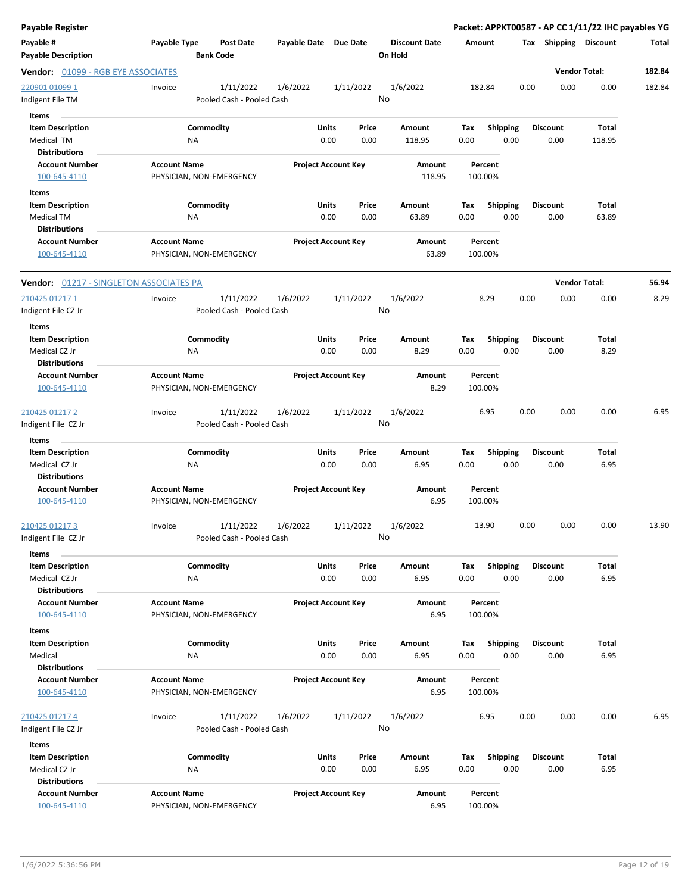# Payable Register

**Packet: APPKT00587 - AP CC 1/11/22 IHC payables YG**

| Payable # / Payable Description | Payable Type | Post Date / Bank Code | Payable Date | Due Date | Discount Date / On Hold | Amount | Tax | Shipping | Discount | Total |
|---|---|---|---|---|---|---|---|---|---|---|

## Vendor: 01099 - RGB EYE ASSOCIATES

**Vendor Total: 182.84**

| Payable # | Payable Type | Post Date | Payable Date | Due Date | Discount Date | Amount | Tax | Shipping | Discount | Total |
|---|---|---|---|---|---|---|---|---|---|---|
| 220901 01099 1 | Invoice | 1/11/2022 | 1/6/2022 | 1/11/2022 | 1/6/2022 | 182.84 | 0.00 | 0.00 | 0.00 | 182.84 |
| Indigent File TM | | Pooled Cash - Pooled Cash | | | No | | | | | |

**Items**

| Item Description | Commodity | Units | Price | Amount | Tax | Shipping | Discount | Total |
|---|---|---|---|---|---|---|---|---|
| Medical TM | NA | 0.00 | 0.00 | 118.95 | 0.00 | 0.00 | 0.00 | 118.95 |

**Distributions**

| Account Number | Account Name | Project Account Key | Amount | Percent |
|---|---|---|---|---|
| 100-645-4110 | PHYSICIAN, NON-EMERGENCY | | 118.95 | 100.00% |

**Items**

| Item Description | Commodity | Units | Price | Amount | Tax | Shipping | Discount | Total |
|---|---|---|---|---|---|---|---|---|
| Medical TM | NA | 0.00 | 0.00 | 63.89 | 0.00 | 0.00 | 0.00 | 63.89 |

**Distributions**

| Account Number | Account Name | Project Account Key | Amount | Percent |
|---|---|---|---|---|
| 100-645-4110 | PHYSICIAN, NON-EMERGENCY | | 63.89 | 100.00% |

## Vendor: 01217 - SINGLETON ASSOCIATES PA

**Vendor Total: 56.94**

| Payable # | Payable Type | Post Date | Payable Date | Due Date | Discount Date | Amount | Tax | Shipping | Discount | Total |
|---|---|---|---|---|---|---|---|---|---|---|
| 210425 01217 1 | Invoice | 1/11/2022 | 1/6/2022 | 1/11/2022 | 1/6/2022 | 8.29 | 0.00 | 0.00 | 0.00 | 8.29 |
| Indigent File CZ Jr | | Pooled Cash - Pooled Cash | | | No | | | | | |

**Items**

| Item Description | Commodity | Units | Price | Amount | Tax | Shipping | Discount | Total |
|---|---|---|---|---|---|---|---|---|
| Medical CZ Jr | NA | 0.00 | 0.00 | 8.29 | 0.00 | 0.00 | 0.00 | 8.29 |

**Distributions**

| Account Number | Account Name | Project Account Key | Amount | Percent |
|---|---|---|---|---|
| 100-645-4110 | PHYSICIAN, NON-EMERGENCY | | 8.29 | 100.00% |

| Payable # | Payable Type | Post Date | Payable Date | Due Date | Discount Date | Amount | Tax | Shipping | Discount | Total |
|---|---|---|---|---|---|---|---|---|---|---|
| 210425 01217 2 | Invoice | 1/11/2022 | 1/6/2022 | 1/11/2022 | 1/6/2022 | 6.95 | 0.00 | 0.00 | 0.00 | 6.95 |
| Indigent File CZ Jr | | Pooled Cash - Pooled Cash | | | No | | | | | |

**Items**

| Item Description | Commodity | Units | Price | Amount | Tax | Shipping | Discount | Total |
|---|---|---|---|---|---|---|---|---|
| Medical CZ Jr | NA | 0.00 | 0.00 | 6.95 | 0.00 | 0.00 | 0.00 | 6.95 |

**Distributions**

| Account Number | Account Name | Project Account Key | Amount | Percent |
|---|---|---|---|---|
| 100-645-4110 | PHYSICIAN, NON-EMERGENCY | | 6.95 | 100.00% |

| Payable # | Payable Type | Post Date | Payable Date | Due Date | Discount Date | Amount | Tax | Shipping | Discount | Total |
|---|---|---|---|---|---|---|---|---|---|---|
| 210425 01217 3 | Invoice | 1/11/2022 | 1/6/2022 | 1/11/2022 | 1/6/2022 | 13.90 | 0.00 | 0.00 | 0.00 | 13.90 |
| Indigent File CZ Jr | | Pooled Cash - Pooled Cash | | | No | | | | | |

**Items**

| Item Description | Commodity | Units | Price | Amount | Tax | Shipping | Discount | Total |
|---|---|---|---|---|---|---|---|---|
| Medical CZ Jr | NA | 0.00 | 0.00 | 6.95 | 0.00 | 0.00 | 0.00 | 6.95 |

**Distributions**

| Account Number | Account Name | Project Account Key | Amount | Percent |
|---|---|---|---|---|
| 100-645-4110 | PHYSICIAN, NON-EMERGENCY | | 6.95 | 100.00% |

**Items**

| Item Description | Commodity | Units | Price | Amount | Tax | Shipping | Discount | Total |
|---|---|---|---|---|---|---|---|---|
| Medical | NA | 0.00 | 0.00 | 6.95 | 0.00 | 0.00 | 0.00 | 6.95 |

**Distributions**

| Account Number | Account Name | Project Account Key | Amount | Percent |
|---|---|---|---|---|
| 100-645-4110 | PHYSICIAN, NON-EMERGENCY | | 6.95 | 100.00% |

| Payable # | Payable Type | Post Date | Payable Date | Due Date | Discount Date | Amount | Tax | Shipping | Discount | Total |
|---|---|---|---|---|---|---|---|---|---|---|
| 210425 01217 4 | Invoice | 1/11/2022 | 1/6/2022 | 1/11/2022 | 1/6/2022 | 6.95 | 0.00 | 0.00 | 0.00 | 6.95 |
| Indigent File CZ Jr | | Pooled Cash - Pooled Cash | | | No | | | | | |

**Items**

| Item Description | Commodity | Units | Price | Amount | Tax | Shipping | Discount | Total |
|---|---|---|---|---|---|---|---|---|
| Medical CZ Jr | NA | 0.00 | 0.00 | 6.95 | 0.00 | 0.00 | 0.00 | 6.95 |

**Distributions**

| Account Number | Account Name | Project Account Key | Amount | Percent |
|---|---|---|---|---|
| 100-645-4110 | PHYSICIAN, NON-EMERGENCY | | 6.95 | 100.00% |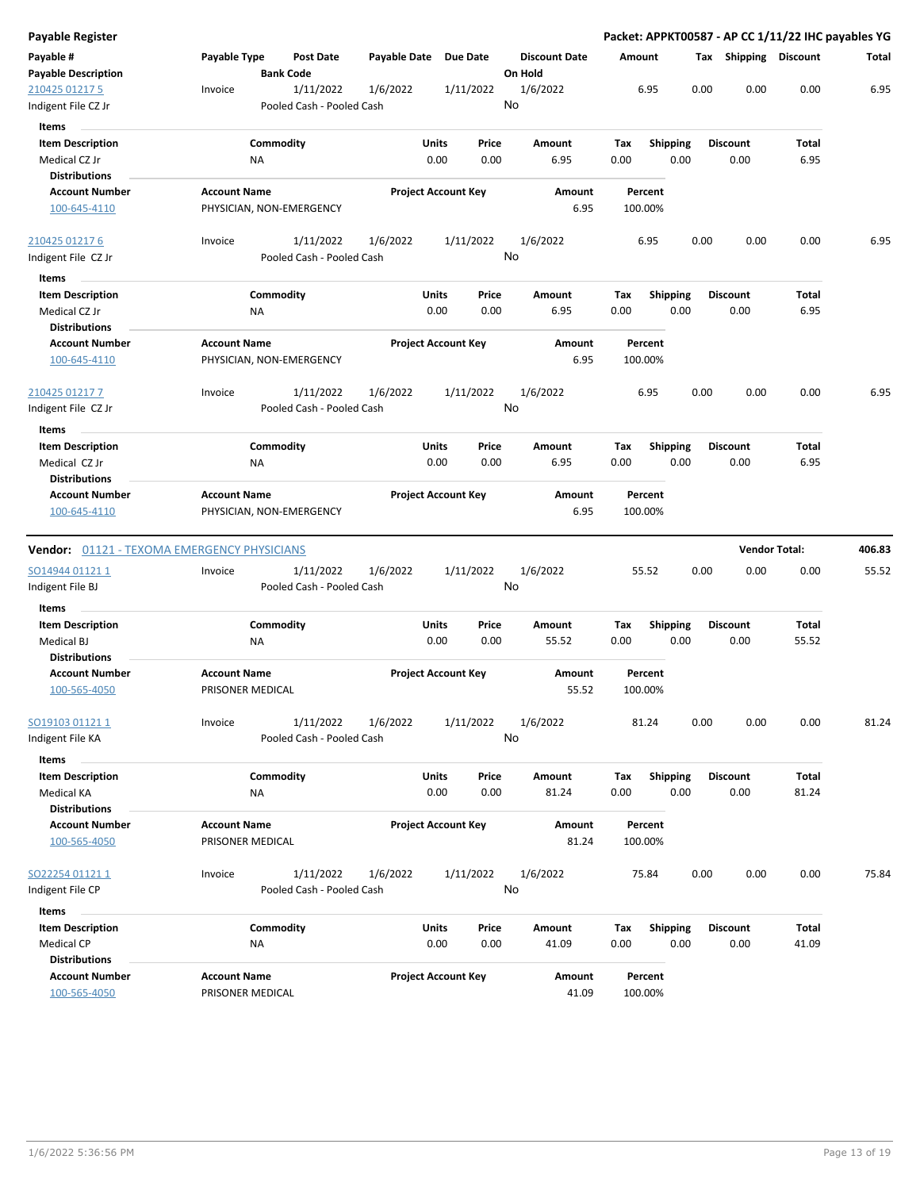**Payable Register** — **Packet: APPKT00587 - AP CC 1/11/22 IHC payables YG**

| Payable # / Payable Description | Payable Type | Post Date / Bank Code | Payable Date | Due Date | Discount Date / On Hold | Amount | Tax | Shipping | Discount | Total |
|---|---|---|---|---|---|---|---|---|---|---|
| 210425 01217 5 | Invoice | 1/11/2022 | 1/6/2022 | 1/11/2022 | 1/6/2022 | 6.95 | 0.00 | 0.00 | 0.00 | 6.95 |
| Indigent File CZ Jr | | Pooled Cash - Pooled Cash | | | No | | | | | |

Items

| Item Description | Commodity | Units | Price | Amount | Tax | Shipping | Discount | Total |
|---|---|---|---|---|---|---|---|---|
| Medical CZ Jr | NA | 0.00 | 0.00 | 6.95 | 0.00 | 0.00 | 0.00 | 6.95 |

Distributions

| Account Number | Account Name | Project Account Key | Amount | Percent |
|---|---|---|---|---|
| 100-645-4110 | PHYSICIAN, NON-EMERGENCY | | 6.95 | 100.00% |

| Payable # / Payable Description | Payable Type | Post Date / Bank Code | Payable Date | Due Date | Discount Date / On Hold | Amount | Tax | Shipping | Discount | Total |
|---|---|---|---|---|---|---|---|---|---|---|
| 210425 01217 6 | Invoice | 1/11/2022 | 1/6/2022 | 1/11/2022 | 1/6/2022 | 6.95 | 0.00 | 0.00 | 0.00 | 6.95 |
| Indigent File CZ Jr | | Pooled Cash - Pooled Cash | | | No | | | | | |

Items

| Item Description | Commodity | Units | Price | Amount | Tax | Shipping | Discount | Total |
|---|---|---|---|---|---|---|---|---|
| Medical CZ Jr | NA | 0.00 | 0.00 | 6.95 | 0.00 | 0.00 | 0.00 | 6.95 |

Distributions

| Account Number | Account Name | Project Account Key | Amount | Percent |
|---|---|---|---|---|
| 100-645-4110 | PHYSICIAN, NON-EMERGENCY | | 6.95 | 100.00% |

| Payable # / Payable Description | Payable Type | Post Date / Bank Code | Payable Date | Due Date | Discount Date / On Hold | Amount | Tax | Shipping | Discount | Total |
|---|---|---|---|---|---|---|---|---|---|---|
| 210425 01217 7 | Invoice | 1/11/2022 | 1/6/2022 | 1/11/2022 | 1/6/2022 | 6.95 | 0.00 | 0.00 | 0.00 | 6.95 |
| Indigent File CZ Jr | | Pooled Cash - Pooled Cash | | | No | | | | | |

Items

| Item Description | Commodity | Units | Price | Amount | Tax | Shipping | Discount | Total |
|---|---|---|---|---|---|---|---|---|
| Medical CZ Jr | NA | 0.00 | 0.00 | 6.95 | 0.00 | 0.00 | 0.00 | 6.95 |

Distributions

| Account Number | Account Name | Project Account Key | Amount | Percent |
|---|---|---|---|---|
| 100-645-4110 | PHYSICIAN, NON-EMERGENCY | | 6.95 | 100.00% |

**Vendor:** 01121 - TEXOMA EMERGENCY PHYSICIANS — **Vendor Total: 406.83**

| Payable # / Payable Description | Payable Type | Post Date / Bank Code | Payable Date | Due Date | Discount Date / On Hold | Amount | Tax | Shipping | Discount | Total |
|---|---|---|---|---|---|---|---|---|---|---|
| SO14944 01121 1 | Invoice | 1/11/2022 | 1/6/2022 | 1/11/2022 | 1/6/2022 | 55.52 | 0.00 | 0.00 | 0.00 | 55.52 |
| Indigent File BJ | | Pooled Cash - Pooled Cash | | | No | | | | | |

Items

| Item Description | Commodity | Units | Price | Amount | Tax | Shipping | Discount | Total |
|---|---|---|---|---|---|---|---|---|
| Medical BJ | NA | 0.00 | 0.00 | 55.52 | 0.00 | 0.00 | 0.00 | 55.52 |

Distributions

| Account Number | Account Name | Project Account Key | Amount | Percent |
|---|---|---|---|---|
| 100-565-4050 | PRISONER MEDICAL | | 55.52 | 100.00% |

| Payable # / Payable Description | Payable Type | Post Date / Bank Code | Payable Date | Due Date | Discount Date / On Hold | Amount | Tax | Shipping | Discount | Total |
|---|---|---|---|---|---|---|---|---|---|---|
| SO19103 01121 1 | Invoice | 1/11/2022 | 1/6/2022 | 1/11/2022 | 1/6/2022 | 81.24 | 0.00 | 0.00 | 0.00 | 81.24 |
| Indigent File KA | | Pooled Cash - Pooled Cash | | | No | | | | | |

Items

| Item Description | Commodity | Units | Price | Amount | Tax | Shipping | Discount | Total |
|---|---|---|---|---|---|---|---|---|
| Medical KA | NA | 0.00 | 0.00 | 81.24 | 0.00 | 0.00 | 0.00 | 81.24 |

Distributions

| Account Number | Account Name | Project Account Key | Amount | Percent |
|---|---|---|---|---|
| 100-565-4050 | PRISONER MEDICAL | | 81.24 | 100.00% |

| Payable # / Payable Description | Payable Type | Post Date / Bank Code | Payable Date | Due Date | Discount Date / On Hold | Amount | Tax | Shipping | Discount | Total |
|---|---|---|---|---|---|---|---|---|---|---|
| SO22254 01121 1 | Invoice | 1/11/2022 | 1/6/2022 | 1/11/2022 | 1/6/2022 | 75.84 | 0.00 | 0.00 | 0.00 | 75.84 |
| Indigent File CP | | Pooled Cash - Pooled Cash | | | No | | | | | |

Items

| Item Description | Commodity | Units | Price | Amount | Tax | Shipping | Discount | Total |
|---|---|---|---|---|---|---|---|---|
| Medical CP | NA | 0.00 | 0.00 | 41.09 | 0.00 | 0.00 | 0.00 | 41.09 |

Distributions

| Account Number | Account Name | Project Account Key | Amount | Percent |
|---|---|---|---|---|
| 100-565-4050 | PRISONER MEDICAL | | 41.09 | 100.00% |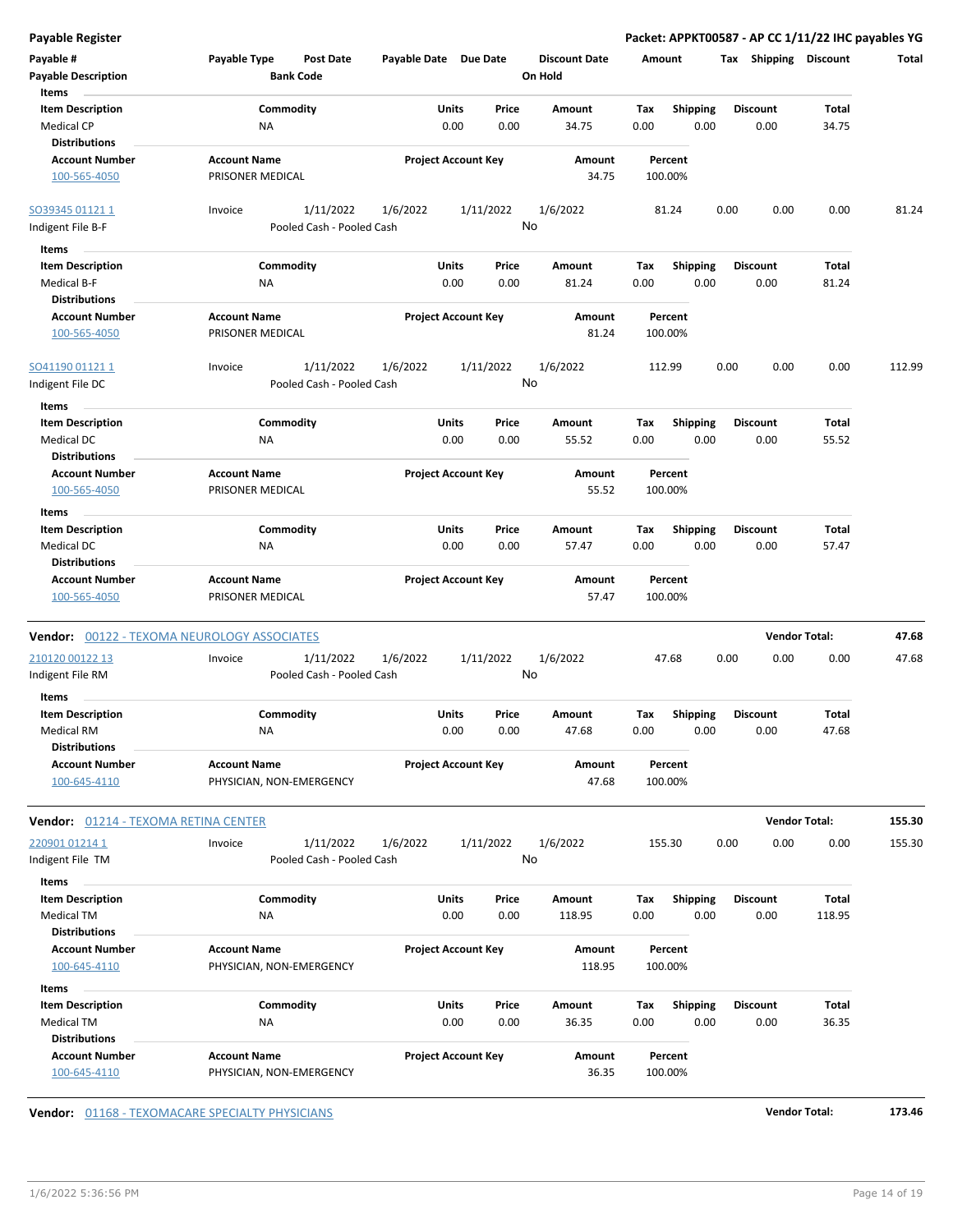# Payable Register

**Packet: APPKT00587 - AP CC 1/11/22 IHC payables YG**

| Payable # | Payable Type | Post Date | Payable Date | Due Date | Discount Date | Amount | Tax | Shipping | Discount | Total |
|---|---|---|---|---|---|---|---|---|---|---|
| Payable Description | | Bank Code | | | On Hold | | | | | |

**Items**

| Item Description | Commodity | Units | Price | Amount | Tax | Shipping | Discount | Total |
|---|---|---|---|---|---|---|---|---|
| Medical CP | NA | 0.00 | 0.00 | 34.75 | 0.00 | 0.00 | 0.00 | 34.75 |

**Distributions**

| Account Number | Account Name | Project Account Key | Amount | Percent |
|---|---|---|---|---|
| 100-565-4050 | PRISONER MEDICAL | | 34.75 | 100.00% |

| Payable # | Payable Type | Post Date | Payable Date | Due Date | Discount Date | Amount | Tax | Shipping | Discount | Total |
|---|---|---|---|---|---|---|---|---|---|---|
| SO39345 01121 1 | Invoice | 1/11/2022 | 1/6/2022 | 1/11/2022 | 1/6/2022 | 81.24 | 0.00 | 0.00 | 0.00 | 81.24 |
| Indigent File B-F | | Pooled Cash - Pooled Cash | | | No | | | | | |

**Items**

| Item Description | Commodity | Units | Price | Amount | Tax | Shipping | Discount | Total |
|---|---|---|---|---|---|---|---|---|
| Medical B-F | NA | 0.00 | 0.00 | 81.24 | 0.00 | 0.00 | 0.00 | 81.24 |

**Distributions**

| Account Number | Account Name | Project Account Key | Amount | Percent |
|---|---|---|---|---|
| 100-565-4050 | PRISONER MEDICAL | | 81.24 | 100.00% |

| Payable # | Payable Type | Post Date | Payable Date | Due Date | Discount Date | Amount | Tax | Shipping | Discount | Total |
|---|---|---|---|---|---|---|---|---|---|---|
| SO41190 01121 1 | Invoice | 1/11/2022 | 1/6/2022 | 1/11/2022 | 1/6/2022 | 112.99 | 0.00 | 0.00 | 0.00 | 112.99 |
| Indigent File DC | | Pooled Cash - Pooled Cash | | | No | | | | | |

**Items**

| Item Description | Commodity | Units | Price | Amount | Tax | Shipping | Discount | Total |
|---|---|---|---|---|---|---|---|---|
| Medical DC | NA | 0.00 | 0.00 | 55.52 | 0.00 | 0.00 | 0.00 | 55.52 |

**Distributions**

| Account Number | Account Name | Project Account Key | Amount | Percent |
|---|---|---|---|---|
| 100-565-4050 | PRISONER MEDICAL | | 55.52 | 100.00% |

**Items**

| Item Description | Commodity | Units | Price | Amount | Tax | Shipping | Discount | Total |
|---|---|---|---|---|---|---|---|---|
| Medical DC | NA | 0.00 | 0.00 | 57.47 | 0.00 | 0.00 | 0.00 | 57.47 |

**Distributions**

| Account Number | Account Name | Project Account Key | Amount | Percent |
|---|---|---|---|---|
| 100-565-4050 | PRISONER MEDICAL | | 57.47 | 100.00% |

**Vendor:** 00122 - TEXOMA NEUROLOGY ASSOCIATES — **Vendor Total: 47.68**

| Payable # | Payable Type | Post Date | Payable Date | Due Date | Discount Date | Amount | Tax | Shipping | Discount | Total |
|---|---|---|---|---|---|---|---|---|---|---|
| 210120 00122 13 | Invoice | 1/11/2022 | 1/6/2022 | 1/11/2022 | 1/6/2022 | 47.68 | 0.00 | 0.00 | 0.00 | 47.68 |
| Indigent File RM | | Pooled Cash - Pooled Cash | | | No | | | | | |

**Items**

| Item Description | Commodity | Units | Price | Amount | Tax | Shipping | Discount | Total |
|---|---|---|---|---|---|---|---|---|
| Medical RM | NA | 0.00 | 0.00 | 47.68 | 0.00 | 0.00 | 0.00 | 47.68 |

**Distributions**

| Account Number | Account Name | Project Account Key | Amount | Percent |
|---|---|---|---|---|
| 100-645-4110 | PHYSICIAN, NON-EMERGENCY | | 47.68 | 100.00% |

**Vendor:** 01214 - TEXOMA RETINA CENTER — **Vendor Total: 155.30**

| Payable # | Payable Type | Post Date | Payable Date | Due Date | Discount Date | Amount | Tax | Shipping | Discount | Total |
|---|---|---|---|---|---|---|---|---|---|---|
| 220901 01214 1 | Invoice | 1/11/2022 | 1/6/2022 | 1/11/2022 | 1/6/2022 | 155.30 | 0.00 | 0.00 | 0.00 | 155.30 |
| Indigent File TM | | Pooled Cash - Pooled Cash | | | No | | | | | |

**Items**

| Item Description | Commodity | Units | Price | Amount | Tax | Shipping | Discount | Total |
|---|---|---|---|---|---|---|---|---|
| Medical TM | NA | 0.00 | 0.00 | 118.95 | 0.00 | 0.00 | 0.00 | 118.95 |

**Distributions**

| Account Number | Account Name | Project Account Key | Amount | Percent |
|---|---|---|---|---|
| 100-645-4110 | PHYSICIAN, NON-EMERGENCY | | 118.95 | 100.00% |

**Items**

| Item Description | Commodity | Units | Price | Amount | Tax | Shipping | Discount | Total |
|---|---|---|---|---|---|---|---|---|
| Medical TM | NA | 0.00 | 0.00 | 36.35 | 0.00 | 0.00 | 0.00 | 36.35 |

**Distributions**

| Account Number | Account Name | Project Account Key | Amount | Percent |
|---|---|---|---|---|
| 100-645-4110 | PHYSICIAN, NON-EMERGENCY | | 36.35 | 100.00% |

**Vendor:** 01168 - TEXOMACARE SPECIALTY PHYSICIANS — **Vendor Total: 173.46**

1/6/2022 5:36:56 PM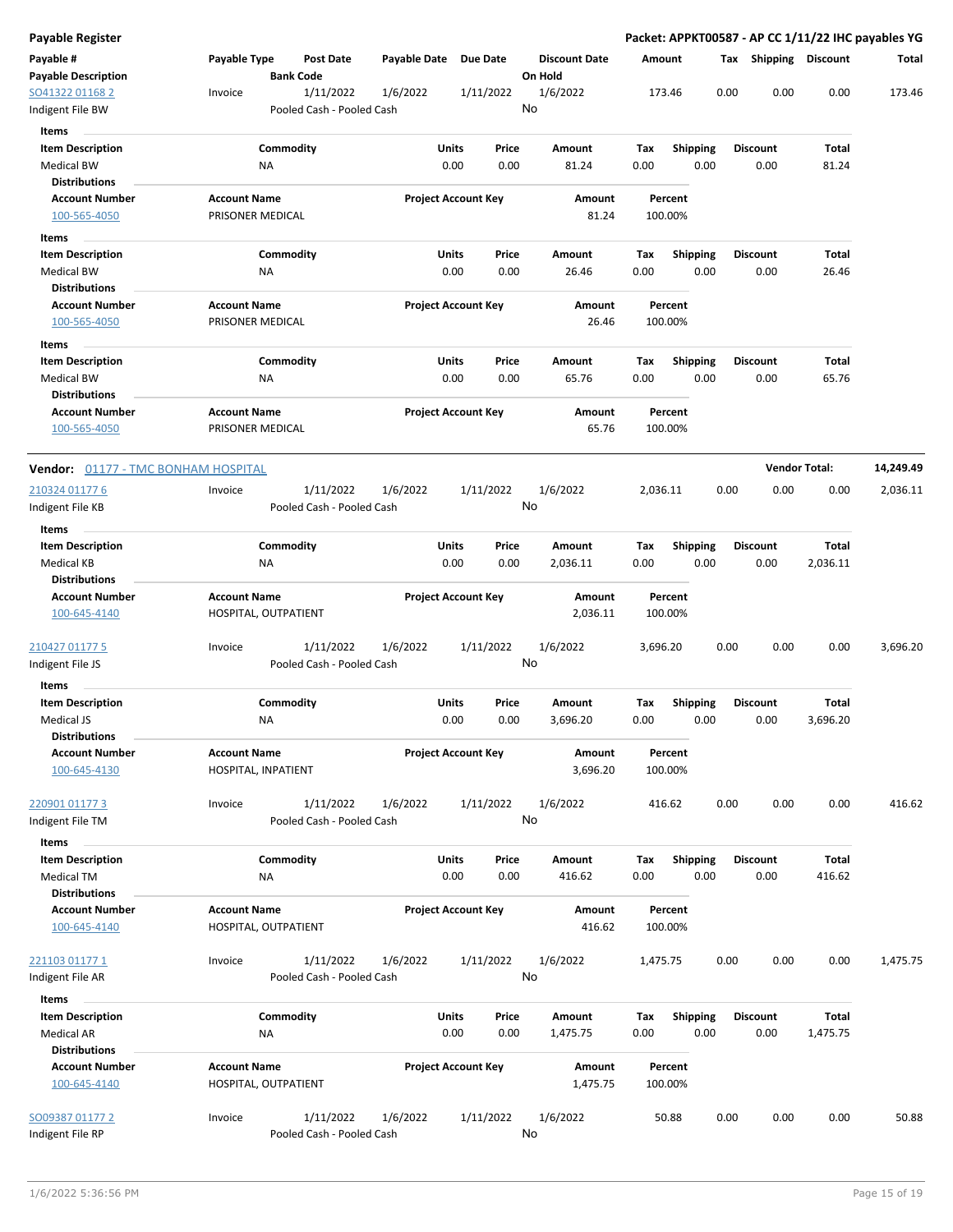**Payable Register** | **Packet: APPKT00587 - AP CC 1/11/22 IHC payables YG**

| Payable # / Payable Description | Payable Type | Post Date / Bank Code | Payable Date | Due Date | Discount Date / On Hold | Amount | Tax | Shipping | Discount | Total |
|---|---|---|---|---|---|---|---|---|---|---|
| SO41322 01168 2 | Invoice | 1/11/2022 | 1/6/2022 | 1/11/2022 | 1/6/2022 | 173.46 | 0.00 | 0.00 | 0.00 | 173.46 |
| Indigent File BW | | Pooled Cash - Pooled Cash | | | No | | | | | |

**Items**

| Item Description | Commodity | Units | Price | Amount | Tax | Shipping | Discount | Total |
|---|---|---|---|---|---|---|---|---|
| Medical BW | NA | 0.00 | 0.00 | 81.24 | 0.00 | 0.00 | 0.00 | 81.24 |

**Distributions**

| Account Number | Account Name | Project Account Key | Amount | Percent |
|---|---|---|---|---|
| 100-565-4050 | PRISONER MEDICAL | | 81.24 | 100.00% |

**Items**

| Item Description | Commodity | Units | Price | Amount | Tax | Shipping | Discount | Total |
|---|---|---|---|---|---|---|---|---|
| Medical BW | NA | 0.00 | 0.00 | 26.46 | 0.00 | 0.00 | 0.00 | 26.46 |

**Distributions**

| Account Number | Account Name | Project Account Key | Amount | Percent |
|---|---|---|---|---|
| 100-565-4050 | PRISONER MEDICAL | | 26.46 | 100.00% |

**Items**

| Item Description | Commodity | Units | Price | Amount | Tax | Shipping | Discount | Total |
|---|---|---|---|---|---|---|---|---|
| Medical BW | NA | 0.00 | 0.00 | 65.76 | 0.00 | 0.00 | 0.00 | 65.76 |

**Distributions**

| Account Number | Account Name | Project Account Key | Amount | Percent |
|---|---|---|---|---|
| 100-565-4050 | PRISONER MEDICAL | | 65.76 | 100.00% |

---

**Vendor:** 01177 - TMC BONHAM HOSPITAL — **Vendor Total: 14,249.49**

| Payable # / Payable Description | Payable Type | Post Date / Bank Code | Payable Date | Due Date | Discount Date / On Hold | Amount | Tax | Shipping | Discount | Total |
|---|---|---|---|---|---|---|---|---|---|---|
| 210324 01177 6 | Invoice | 1/11/2022 | 1/6/2022 | 1/11/2022 | 1/6/2022 | 2,036.11 | 0.00 | 0.00 | 0.00 | 2,036.11 |
| Indigent File KB | | Pooled Cash - Pooled Cash | | | No | | | | | |

**Items**

| Item Description | Commodity | Units | Price | Amount | Tax | Shipping | Discount | Total |
|---|---|---|---|---|---|---|---|---|
| Medical KB | NA | 0.00 | 0.00 | 2,036.11 | 0.00 | 0.00 | 0.00 | 2,036.11 |

**Distributions**

| Account Number | Account Name | Project Account Key | Amount | Percent |
|---|---|---|---|---|
| 100-645-4140 | HOSPITAL, OUTPATIENT | | 2,036.11 | 100.00% |

| Payable # / Payable Description | Payable Type | Post Date / Bank Code | Payable Date | Due Date | Discount Date / On Hold | Amount | Tax | Shipping | Discount | Total |
|---|---|---|---|---|---|---|---|---|---|---|
| 210427 01177 5 | Invoice | 1/11/2022 | 1/6/2022 | 1/11/2022 | 1/6/2022 | 3,696.20 | 0.00 | 0.00 | 0.00 | 3,696.20 |
| Indigent File JS | | Pooled Cash - Pooled Cash | | | No | | | | | |

**Items**

| Item Description | Commodity | Units | Price | Amount | Tax | Shipping | Discount | Total |
|---|---|---|---|---|---|---|---|---|
| Medical JS | NA | 0.00 | 0.00 | 3,696.20 | 0.00 | 0.00 | 0.00 | 3,696.20 |

**Distributions**

| Account Number | Account Name | Project Account Key | Amount | Percent |
|---|---|---|---|---|
| 100-645-4130 | HOSPITAL, INPATIENT | | 3,696.20 | 100.00% |

| Payable # / Payable Description | Payable Type | Post Date / Bank Code | Payable Date | Due Date | Discount Date / On Hold | Amount | Tax | Shipping | Discount | Total |
|---|---|---|---|---|---|---|---|---|---|---|
| 220901 01177 3 | Invoice | 1/11/2022 | 1/6/2022 | 1/11/2022 | 1/6/2022 | 416.62 | 0.00 | 0.00 | 0.00 | 416.62 |
| Indigent File TM | | Pooled Cash - Pooled Cash | | | No | | | | | |

**Items**

| Item Description | Commodity | Units | Price | Amount | Tax | Shipping | Discount | Total |
|---|---|---|---|---|---|---|---|---|
| Medical TM | NA | 0.00 | 0.00 | 416.62 | 0.00 | 0.00 | 0.00 | 416.62 |

**Distributions**

| Account Number | Account Name | Project Account Key | Amount | Percent |
|---|---|---|---|---|
| 100-645-4140 | HOSPITAL, OUTPATIENT | | 416.62 | 100.00% |

| Payable # / Payable Description | Payable Type | Post Date / Bank Code | Payable Date | Due Date | Discount Date / On Hold | Amount | Tax | Shipping | Discount | Total |
|---|---|---|---|---|---|---|---|---|---|---|
| 221103 01177 1 | Invoice | 1/11/2022 | 1/6/2022 | 1/11/2022 | 1/6/2022 | 1,475.75 | 0.00 | 0.00 | 0.00 | 1,475.75 |
| Indigent File AR | | Pooled Cash - Pooled Cash | | | No | | | | | |

**Items**

| Item Description | Commodity | Units | Price | Amount | Tax | Shipping | Discount | Total |
|---|---|---|---|---|---|---|---|---|
| Medical AR | NA | 0.00 | 0.00 | 1,475.75 | 0.00 | 0.00 | 0.00 | 1,475.75 |

**Distributions**

| Account Number | Account Name | Project Account Key | Amount | Percent |
|---|---|---|---|---|
| 100-645-4140 | HOSPITAL, OUTPATIENT | | 1,475.75 | 100.00% |

| Payable # / Payable Description | Payable Type | Post Date / Bank Code | Payable Date | Due Date | Discount Date / On Hold | Amount | Tax | Shipping | Discount | Total |
|---|---|---|---|---|---|---|---|---|---|---|
| SO09387 01177 2 | Invoice | 1/11/2022 | 1/6/2022 | 1/11/2022 | 1/6/2022 | 50.88 | 0.00 | 0.00 | 0.00 | 50.88 |
| Indigent File RP | | Pooled Cash - Pooled Cash | | | No | | | | | |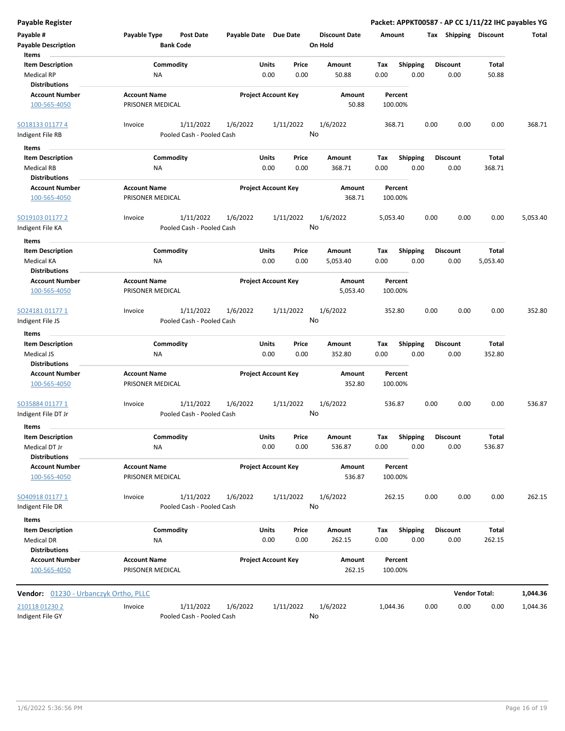## Payable Register

**Packet: APPKT00587 - AP CC 1/11/22 IHC payables YG**

| Payable # | Payable Type | Post Date | Payable Date | Due Date | Discount Date | Amount | Tax | Shipping | Discount | Total |
|---|---|---|---|---|---|---|---|---|---|---|
| Payable Description | | Bank Code | | | On Hold | | | | | |

**Items**

| Item Description | Commodity | Units | Price | Amount | Tax | Shipping | Discount | Total |
|---|---|---|---|---|---|---|---|---|
| Medical RP | NA | 0.00 | 0.00 | 50.88 | 0.00 | 0.00 | 0.00 | 50.88 |

**Distributions**

| Account Number | Account Name | Project Account Key | Amount | Percent |
|---|---|---|---|---|
| 100-565-4050 | PRISONER MEDICAL | | 50.88 | 100.00% |

---

| Payable # | Payable Type | Post Date | Payable Date | Due Date | Discount Date | Amount | Tax | Shipping | Discount | Total |
|---|---|---|---|---|---|---|---|---|---|---|
| SO18133 01177 4 | Invoice | 1/11/2022 | 1/6/2022 | 1/11/2022 | 1/6/2022 | 368.71 | 0.00 | 0.00 | 0.00 | 368.71 |
| Indigent File RB | | Pooled Cash - Pooled Cash | | | No | | | | | |

**Items**

| Item Description | Commodity | Units | Price | Amount | Tax | Shipping | Discount | Total |
|---|---|---|---|---|---|---|---|---|
| Medical RB | NA | 0.00 | 0.00 | 368.71 | 0.00 | 0.00 | 0.00 | 368.71 |

**Distributions**

| Account Number | Account Name | Project Account Key | Amount | Percent |
|---|---|---|---|---|
| 100-565-4050 | PRISONER MEDICAL | | 368.71 | 100.00% |

---

| Payable # | Payable Type | Post Date | Payable Date | Due Date | Discount Date | Amount | Tax | Shipping | Discount | Total |
|---|---|---|---|---|---|---|---|---|---|---|
| SO19103 01177 2 | Invoice | 1/11/2022 | 1/6/2022 | 1/11/2022 | 1/6/2022 | 5,053.40 | 0.00 | 0.00 | 0.00 | 5,053.40 |
| Indigent File KA | | Pooled Cash - Pooled Cash | | | No | | | | | |

**Items**

| Item Description | Commodity | Units | Price | Amount | Tax | Shipping | Discount | Total |
|---|---|---|---|---|---|---|---|---|
| Medical KA | NA | 0.00 | 0.00 | 5,053.40 | 0.00 | 0.00 | 0.00 | 5,053.40 |

**Distributions**

| Account Number | Account Name | Project Account Key | Amount | Percent |
|---|---|---|---|---|
| 100-565-4050 | PRISONER MEDICAL | | 5,053.40 | 100.00% |

---

| Payable # | Payable Type | Post Date | Payable Date | Due Date | Discount Date | Amount | Tax | Shipping | Discount | Total |
|---|---|---|---|---|---|---|---|---|---|---|
| SO24181 01177 1 | Invoice | 1/11/2022 | 1/6/2022 | 1/11/2022 | 1/6/2022 | 352.80 | 0.00 | 0.00 | 0.00 | 352.80 |
| Indigent File JS | | Pooled Cash - Pooled Cash | | | No | | | | | |

**Items**

| Item Description | Commodity | Units | Price | Amount | Tax | Shipping | Discount | Total |
|---|---|---|---|---|---|---|---|---|
| Medical JS | NA | 0.00 | 0.00 | 352.80 | 0.00 | 0.00 | 0.00 | 352.80 |

**Distributions**

| Account Number | Account Name | Project Account Key | Amount | Percent |
|---|---|---|---|---|
| 100-565-4050 | PRISONER MEDICAL | | 352.80 | 100.00% |

---

| Payable # | Payable Type | Post Date | Payable Date | Due Date | Discount Date | Amount | Tax | Shipping | Discount | Total |
|---|---|---|---|---|---|---|---|---|---|---|
| SO35884 01177 1 | Invoice | 1/11/2022 | 1/6/2022 | 1/11/2022 | 1/6/2022 | 536.87 | 0.00 | 0.00 | 0.00 | 536.87 |
| Indigent File DT Jr | | Pooled Cash - Pooled Cash | | | No | | | | | |

**Items**

| Item Description | Commodity | Units | Price | Amount | Tax | Shipping | Discount | Total |
|---|---|---|---|---|---|---|---|---|
| Medical DT Jr | NA | 0.00 | 0.00 | 536.87 | 0.00 | 0.00 | 0.00 | 536.87 |

**Distributions**

| Account Number | Account Name | Project Account Key | Amount | Percent |
|---|---|---|---|---|
| 100-565-4050 | PRISONER MEDICAL | | 536.87 | 100.00% |

---

| Payable # | Payable Type | Post Date | Payable Date | Due Date | Discount Date | Amount | Tax | Shipping | Discount | Total |
|---|---|---|---|---|---|---|---|---|---|---|
| SO40918 01177 1 | Invoice | 1/11/2022 | 1/6/2022 | 1/11/2022 | 1/6/2022 | 262.15 | 0.00 | 0.00 | 0.00 | 262.15 |
| Indigent File DR | | Pooled Cash - Pooled Cash | | | No | | | | | |

**Items**

| Item Description | Commodity | Units | Price | Amount | Tax | Shipping | Discount | Total |
|---|---|---|---|---|---|---|---|---|
| Medical DR | NA | 0.00 | 0.00 | 262.15 | 0.00 | 0.00 | 0.00 | 262.15 |

**Distributions**

| Account Number | Account Name | Project Account Key | Amount | Percent |
|---|---|---|---|---|
| 100-565-4050 | PRISONER MEDICAL | | 262.15 | 100.00% |

---

**Vendor:** 01230 - Urbanczyk Ortho, PLLC — **Vendor Total: 1,044.36**

| Payable # | Payable Type | Post Date | Payable Date | Due Date | Discount Date | Amount | Tax | Shipping | Discount | Total |
|---|---|---|---|---|---|---|---|---|---|---|
| 210118 01230 2 | Invoice | 1/11/2022 | 1/6/2022 | 1/11/2022 | 1/6/2022 | 1,044.36 | 0.00 | 0.00 | 0.00 | 1,044.36 |
| Indigent File GY | | Pooled Cash - Pooled Cash | | | No | | | | | |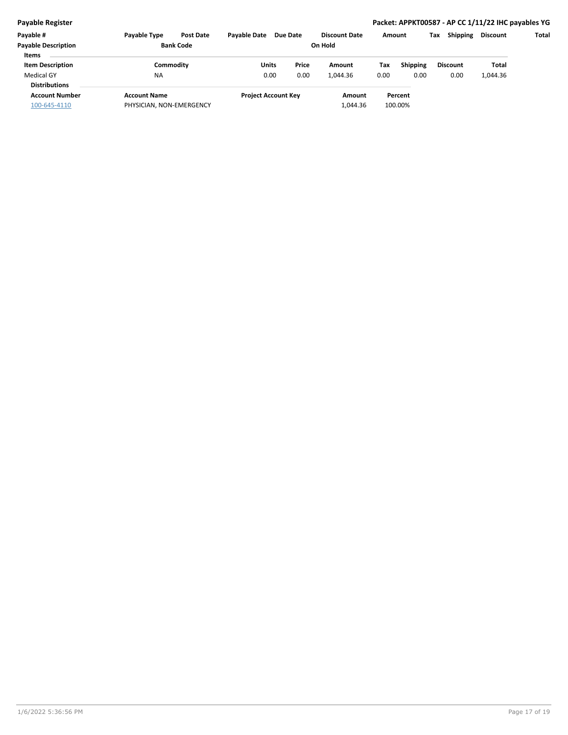| Payable # | Payable Type | Post Date | Payable Date | Due Date | Discount Date | Amount | Tax | Shipping | Discount | Total |
|---|---|---|---|---|---|---|---|---|---|---|
| Payable Description | | Bank Code | | | On Hold | | | | | |

**Items**

| Item Description | Commodity | Units | Price | Amount | Tax | Shipping | Discount | Total |
|---|---|---|---|---|---|---|---|---|
| Medical GY | NA | 0.00 | 0.00 | 1,044.36 | 0.00 | 0.00 | 0.00 | 1,044.36 |

**Distributions**

| Account Number | Account Name | Project Account Key | Amount | Percent |
|---|---|---|---|---|
| 100-645-4110 | PHYSICIAN, NON-EMERGENCY | | 1,044.36 | 100.00% |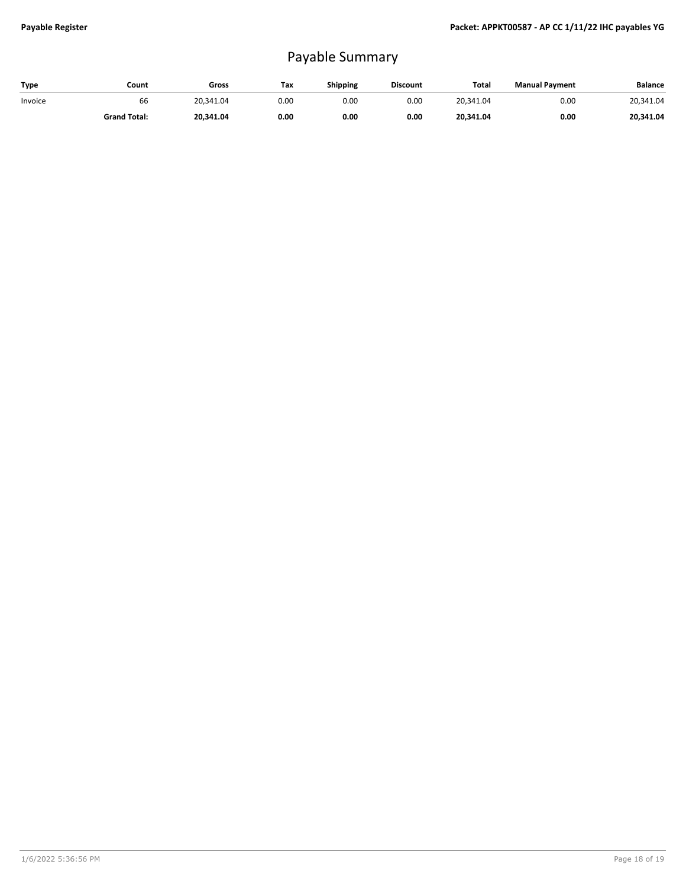# Payable Summary

| Type | Count | Gross | Tax | Shipping | Discount | Total | Manual Payment | Balance |
|---|---|---|---|---|---|---|---|---|
| Invoice | 66 | 20,341.04 | 0.00 | 0.00 | 0.00 | 20,341.04 | 0.00 | 20,341.04 |
| | **Grand Total:** | **20,341.04** | **0.00** | **0.00** | **0.00** | **20,341.04** | **0.00** | **20,341.04** |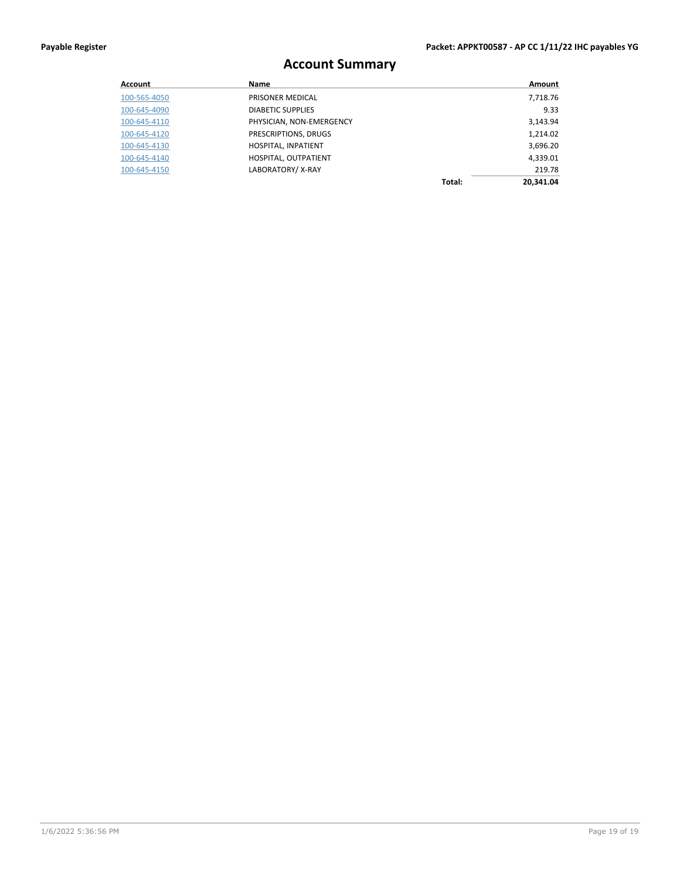# Account Summary

| Account | Name | | Amount |
| --- | --- | --- | --- |
| 100-565-4050 | PRISONER MEDICAL | | 7,718.76 |
| 100-645-4090 | DIABETIC SUPPLIES | | 9.33 |
| 100-645-4110 | PHYSICIAN, NON-EMERGENCY | | 3,143.94 |
| 100-645-4120 | PRESCRIPTIONS, DRUGS | | 1,214.02 |
| 100-645-4130 | HOSPITAL, INPATIENT | | 3,696.20 |
| 100-645-4140 | HOSPITAL, OUTPATIENT | | 4,339.01 |
| 100-645-4150 | LABORATORY/ X-RAY | | 219.78 |
| | | **Total:** | **20,341.04** |